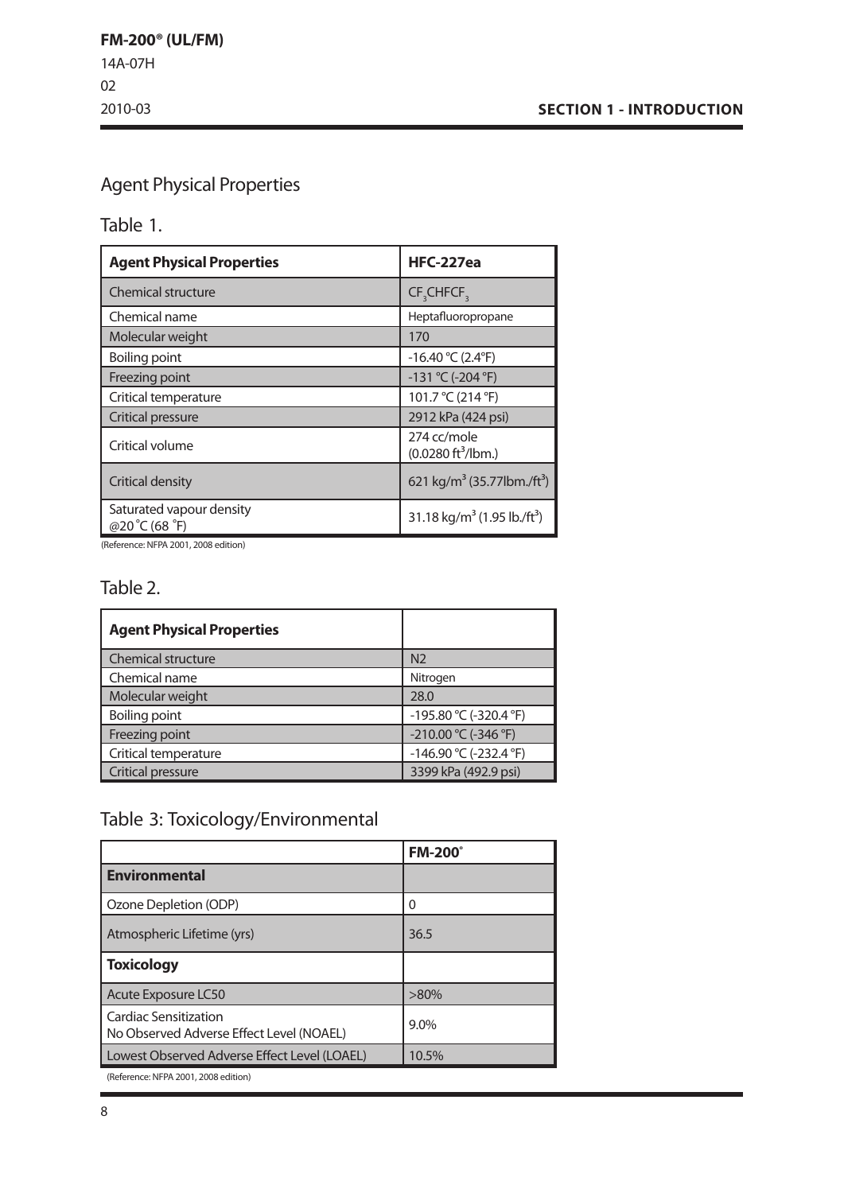## Agent Physical Properties

### Table 1.

| Agent Physical Properties | HFC-227ea |
| --- | --- |
| Chemical structure | $CF_3CHFCF_3$ |
| Chemical name | Heptafluoropropane |
| Molecular weight | 170 |
| Boiling point | -16.40 °C (2.4°F) |
| Freezing point | -131 °C (-204 °F) |
| Critical temperature | 101.7 °C (214 °F) |
| Critical pressure | 2912 kPa (424 psi) |
| Critical volume | 274 cc/mole ($0.0280\ ft^3$/lbm.) |
| Critical density | 621 $kg/m^3$ (35.77lbm./$ft^3$) |
| Saturated vapour density @20 °C (68 °F) | 31.18 $kg/m^3$ (1.95 lb./$ft^3$) |

(Reference: NFPA 2001, 2008 edition)

### Table 2.

| Agent Physical Properties | |
| --- | --- |
| Chemical structure | $N_2$ |
| Chemical name | Nitrogen |
| Molecular weight | 28.0 |
| Boiling point | -195.80 °C (-320.4 °F) |
| Freezing point | -210.00 °C (-346 °F) |
| Critical temperature | -146.90 °C (-232.4 °F) |
| Critical pressure | 3399 kPa (492.9 psi) |

### Table 3: Toxicology/Environmental

| | FM-200® |
| --- | --- |
| **Environmental** | |
| Ozone Depletion (ODP) | 0 |
| Atmospheric Lifetime (yrs) | 36.5 |
| **Toxicology** | |
| Acute Exposure LC50 | >80% |
| Cardiac Sensitization No Observed Adverse Effect Level (NOAEL) | 9.0% |
| Lowest Observed Adverse Effect Level (LOAEL) | 10.5% |

(Reference: NFPA 2001, 2008 edition)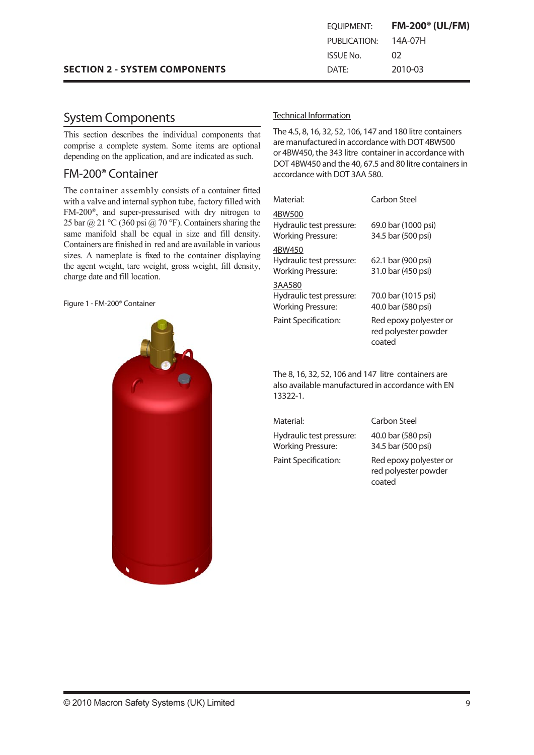## SECTION 2 - SYSTEM COMPONENTS

# System Components

This section describes the individual components that comprise a complete system. Some items are optional depending on the application, and are indicated as such.

## FM-200® Container

The container assembly consists of a container fitted with a valve and internal syphon tube, factory filled with FM-200®, and super-pressurised with dry nitrogen to 25 bar @ 21 °C (360 psi @ 70 °F). Containers sharing the same manifold shall be equal in size and fill density. Containers are finished in red and are available in various sizes. A nameplate is fixed to the container displaying the agent weight, tare weight, gross weight, fill density, charge date and fill location.

Figure 1 - FM-200® Container

### Technical Information

The 4.5, 8, 16, 32, 52, 106, 147 and 180 litre containers are manufactured in accordance with DOT 4BW500 or 4BW450, the 343 litre container in accordance with DOT 4BW450 and the 40, 67.5 and 80 litre containers in accordance with DOT 3AA 580.

| | |
|---|---|
| Material: | Carbon Steel |
| 4BW500 | |
| Hydraulic test pressure: | 69.0 bar (1000 psi) |
| Working Pressure: | 34.5 bar (500 psi) |
| 4BW450 | |
| Hydraulic test pressure: | 62.1 bar (900 psi) |
| Working Pressure: | 31.0 bar (450 psi) |
| 3AA580 | |
| Hydraulic test pressure: | 70.0 bar (1015 psi) |
| Working Pressure: | 40.0 bar (580 psi) |
| Paint Specification: | Red epoxy polyester or red polyester powder coated |

The 8, 16, 32, 52, 106 and 147 litre containers are also available manufactured in accordance with EN 13322-1.

| | |
|---|---|
| Material: | Carbon Steel |
| Hydraulic test pressure: | 40.0 bar (580 psi) |
| Working Pressure: | 34.5 bar (500 psi) |
| Paint Specification: | Red epoxy polyester or red polyester powder coated |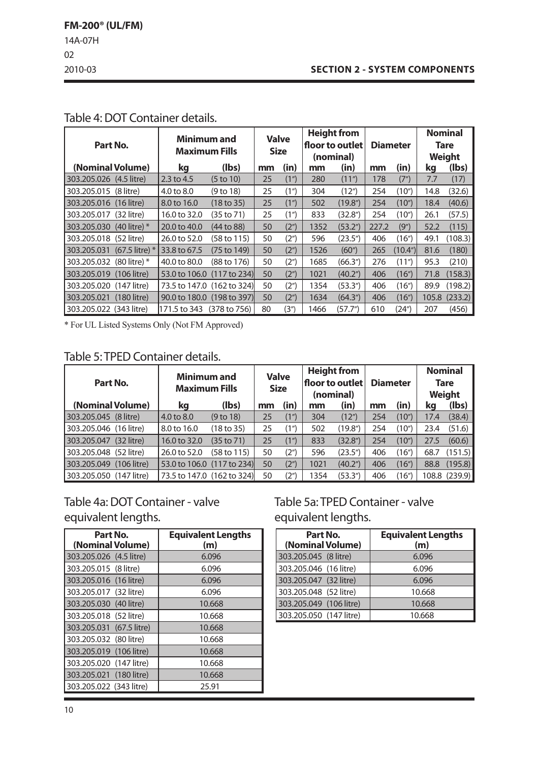## Table 4: DOT Container details.

| Part No. | Minimum and Maximum Fills | | Valve Size | | Height from floor to outlet (nominal) | | Diameter | | Nominal Tare Weight | |
|---|---|---|---|---|---|---|---|---|---|---|
| (Nominal Volume) | kg | (lbs) | mm | (in) | mm | (in) | mm | (in) | kg | (lbs) |
| 303.205.026 (4.5 litre) | 2.3 to 4.5 | (5 to 10) | 25 | (1″) | 280 | (11″) | 178 | (7″) | 7.7 | (17) |
| 303.205.015 (8 litre) | 4.0 to 8.0 | (9 to 18) | 25 | (1″) | 304 | (12″) | 254 | (10″) | 14.8 | (32.6) |
| 303.205.016 (16 litre) | 8.0 to 16.0 | (18 to 35) | 25 | (1″) | 502 | (19.8″) | 254 | (10″) | 18.4 | (40.6) |
| 303.205.017 (32 litre) | 16.0 to 32.0 | (35 to 71) | 25 | (1″) | 833 | (32.8″) | 254 | (10″) | 26.1 | (57.5) |
| 303.205.030 (40 litre) * | 20.0 to 40.0 | (44 to 88) | 50 | (2″) | 1352 | (53.2″) | 227.2 | (9″) | 52.2 | (115) |
| 303.205.018 (52 litre) | 26.0 to 52.0 | (58 to 115) | 50 | (2″) | 596 | (23.5″) | 406 | (16″) | 49.1 | (108.3) |
| 303.205.031 (67.5 litre) * | 33.8 to 67.5 | (75 to 149) | 50 | (2″) | 1526 | (60″) | 265 | (10.4″) | 81.6 | (180) |
| 303.205.032 (80 litre) * | 40.0 to 80.0 | (88 to 176) | 50 | (2″) | 1685 | (66.3″) | 276 | (11″) | 95.3 | (210) |
| 303.205.019 (106 litre) | 53.0 to 106.0 | (117 to 234) | 50 | (2″) | 1021 | (40.2″) | 406 | (16″) | 71.8 | (158.3) |
| 303.205.020 (147 litre) | 73.5 to 147.0 | (162 to 324) | 50 | (2″) | 1354 | (53.3″) | 406 | (16″) | 89.9 | (198.2) |
| 303.205.021 (180 litre) | 90.0 to 180.0 | (198 to 397) | 50 | (2″) | 1634 | (64.3″) | 406 | (16″) | 105.8 | (233.2) |
| 303.205.022 (343 litre) | 171.5 to 343 | (378 to 756) | 80 | (3″) | 1466 | (57.7″) | 610 | (24″) | 207 | (456) |

* For UL Listed Systems Only (Not FM Approved)

## Table 5: TPED Container details.

| Part No. | Minimum and Maximum Fills | | Valve Size | | Height from floor to outlet (nominal) | | Diameter | | Nominal Tare Weight | |
|---|---|---|---|---|---|---|---|---|---|---|
| (Nominal Volume) | kg | (lbs) | mm | (in) | mm | (in) | mm | (in) | kg | (lbs) |
| 303.205.045 (8 litre) | 4.0 to 8.0 | (9 to 18) | 25 | (1″) | 304 | (12″) | 254 | (10″) | 17.4 | (38.4) |
| 303.205.046 (16 litre) | 8.0 to 16.0 | (18 to 35) | 25 | (1″) | 502 | (19.8″) | 254 | (10″) | 23.4 | (51.6) |
| 303.205.047 (32 litre) | 16.0 to 32.0 | (35 to 71) | 25 | (1″) | 833 | (32.8″) | 254 | (10″) | 27.5 | (60.6) |
| 303.205.048 (52 litre) | 26.0 to 52.0 | (58 to 115) | 50 | (2″) | 596 | (23.5″) | 406 | (16″) | 68.7 | (151.5) |
| 303.205.049 (106 litre) | 53.0 to 106.0 | (117 to 234) | 50 | (2″) | 1021 | (40.2″) | 406 | (16″) | 88.8 | (195.8) |
| 303.205.050 (147 litre) | 73.5 to 147.0 | (162 to 324) | 50 | (2″) | 1354 | (53.3″) | 406 | (16″) | 108.8 | (239.9) |

## Table 4a: DOT Container - valve equivalent lengths.

| Part No. (Nominal Volume) | Equivalent Lengths (m) |
|---|---|
| 303.205.026 (4.5 litre) | 6.096 |
| 303.205.015 (8 litre) | 6.096 |
| 303.205.016 (16 litre) | 6.096 |
| 303.205.017 (32 litre) | 6.096 |
| 303.205.030 (40 litre) | 10.668 |
| 303.205.018 (52 litre) | 10.668 |
| 303.205.031 (67.5 litre) | 10.668 |
| 303.205.032 (80 litre) | 10.668 |
| 303.205.019 (106 litre) | 10.668 |
| 303.205.020 (147 litre) | 10.668 |
| 303.205.021 (180 litre) | 10.668 |
| 303.205.022 (343 litre) | 25.91 |

## Table 5a: TPED Container - valve equivalent lengths.

| Part No. (Nominal Volume) | Equivalent Lengths (m) |
|---|---|
| 303.205.045 (8 litre) | 6.096 |
| 303.205.046 (16 litre) | 6.096 |
| 303.205.047 (32 litre) | 6.096 |
| 303.205.048 (52 litre) | 10.668 |
| 303.205.049 (106 litre) | 10.668 |
| 303.205.050 (147 litre) | 10.668 |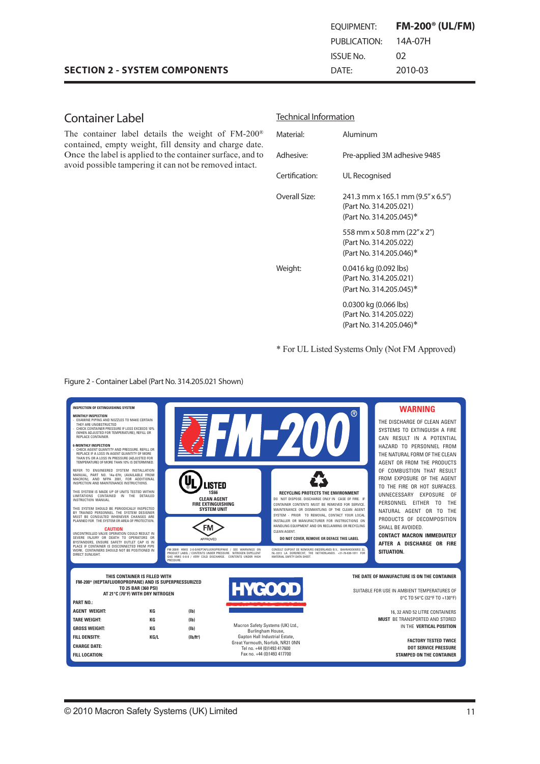## SECTION 2 - SYSTEM COMPONENTS

| | |
|---|---|
| EQUIPMENT: | **FM-200® (UL/FM)** |
| PUBLICATION: | 14A-07H |
| ISSUE No. | 02 |
| DATE: | 2010-03 |

## Container Label

The container label details the weight of FM-200® contained, empty weight, fill density and charge date. Once the label is applied to the container surface, and to avoid possible tampering it can not be removed intact.

### Technical Information

| | |
|---|---|
| Material: | Aluminum |
| Adhesive: | Pre-applied 3M adhesive 9485 |
| Certification: | UL Recognised |
| Overall Size: | 241.3 mm x 165.1 mm (9.5" x 6.5") (Part No. 314.205.021) (Part No. 314.205.045)* |
| | 558 mm x 50.8 mm (22" x 2") (Part No. 314.205.022) (Part No. 314.205.046)* |
| Weight: | 0.0416 kg (0.092 lbs) (Part No. 314.205.021) (Part No. 314.205.045)* |
| | 0.0300 kg (0.066 lbs) (Part No. 314.205.022) (Part No. 314.205.046)* |

\* For UL Listed Systems Only (Not FM Approved)

Figure 2 - Container Label (Part No. 314.205.021 Shown)

**INSPECTION OF EXTINGUISHING SYSTEM**

**MONTHLY INSPECTION**
- EXAMINE PIPING AND NOZZLES TO MAKE CERTAIN THEY ARE UNOBSTRUCTED
- CHECK CONTAINER PRESSURE IF LOSS EXCEEDS 10% (WHEN ADJUSTED FOR TEMPERATURE), REFILL OR REPLACE CONTAINER.

**6-MONTHLY INSPECTION**
- CHECK AGENT QUANTITY AND PRESSURE. REFILL OR REPLACE IF A LOSS IN AGENT QUANTITY OF MORE THAN 5% OR A LOSS IN PRESSURE (ADJUSTED FOR TEMPERATURE) OF MORE THAN 10% IS DETERMINED.

REFER TO ENGINEERED SYSTEM INSTALLATION MANUAL, PART NO. 14a-07H, (AVAILABLE FROM MACRON), AND NFPA 2001, FOR ADDITIONAL INSPECTION AND MAINTENANCE INSTRUCTIONS.

THIS SYSTEM IS MADE UP OF UNITS TESTED WITHIN LIMITATIONS CONTAINED IN THE DETAILED INSTRUCTION MANUAL.

THIS SYSTEM SHOULD BE PERIODICALLY INSPECTED BY TRAINED PERSONNEL. THE SYSTEM DESIGNER MUST BE CONSULTED WHENEVER CHANGES ARE PLANNED FOR THE SYSTEM OR AREA OF PROTECTION.

**CAUTION**
UNCONTROLLED VALVE OPERATION COULD RESULT IN SEVERE INJURY OR DEATH TO OPERATORS OR BYSTANDERS, ENSURE SAFETY OUTLET CAP IS IN PLACE IF CONTAINER IS DISCONNECTED FROM PIPE WORK. CONTAINERS SHOULD NOT BE POSITIONED IN DIRECT SUNLIGHT.

FM-200®

UL LISTED 1S66
CLEAN AGENT FIRE EXTINGUISHING SYSTEM UNIT

FM APPROVED

FM-200® HMIS 2-0-0/HEPTAFLUOROPROPANE / SEE WARNINGS ON PRODUCT LABEL / CONTENTS UNDER PRESSURE. NITROGEN EXPELLENT GAS HMIS 0-0-0 / VERY COLD DISCHARGE. CONTENTS UNDER HIGH PRESSURE.

**RECYCLING PROTECTS THE ENVIRONMENT**
DO NOT DISPOSE. DISCHARGE ONLY IN CASE OF FIRE. IF CONTAINER CONTENTS MUST BE REMOVED FOR SERVICE. MAINTENANCE OR DISMANTLING OF THE CLEAN AGENT SYSTEM - PRIOR TO REMOVAL, CONTACT YOUR LOCAL INSTALLER OR MANUFACTURER FOR INSTRUCTIONS ON HANDLING EQUIPMENT AND ON RECLAIMING OR RECYCLING CLEAN AGENT.
**DO NOT COVER, REMOVE OR DEFACE THIS LABEL**

CONSULT DUPONT DE NEMOURS (NEDERLAND) B.V., BAANHOEKWEG 22, NL-3313 LA DORDRECHT, THE NETHERLANDS. +31-78-630-1011 FOR MATERIAL SAFETY DATA SHEET.

**WARNING**
THE DISCHARGE OF CLEAN AGENT SYSTEMS TO EXTINGUISH A FIRE CAN RESULT IN A POTENTIAL HAZARD TO PERSONNEL FROM THE NATURAL FORM OF THE CLEAN AGENT OR FROM THE PRODUCTS OF COMBUSTION THAT RESULT FROM EXPOSURE OF THE AGENT TO THE FIRE OR HOT SURFACES. UNNECESSARY EXPOSURE OF PERSONNEL EITHER TO THE NATURAL AGENT OR TO THE PRODUCTS OF DECOMPOSITION SHALL BE AVOIDED.
**CONTACT MACRON IMMEDIATELY AFTER A DISCHARGE OR FIRE SITUATION.**

**THIS CONTAINER IS FILLED WITH FM-200® (HEPTAFLUOROPROPANE) AND IS SUPERPRESSURIZED TO 25 BAR (360 PSI) AT 21°C (70°F) WITH DRY NITROGEN**

| | | |
|---|---|---|
| **PART NO.:** | | |
| **AGENT WEIGHT:** | KG | (lb) |
| **TARE WEIGHT:** | KG | (lb) |
| **GROSS WEIGHT:** | KG | (lb) |
| **FILL DENSITY:** | KG/L | (lb/ft³) |
| **CHARGE DATE:** | | |
| **FILL LOCATION:** | | |

HYGOOD

Macron Safety Systems (UK) Ltd., Burlingham House, Gapton Hall Industrial Estate, Great Yarmouth, Norfolk, NR31 0NN
Tel no. +44 (0)1493 417600
Fax no. +44 (0)1493 417700

**THE DATE OF MANUFACTURE IS ON THE CONTAINER**

SUITABLE FOR USE IN AMBIENT TEMPERATURES OF 0°C TO 54°C (32°F TO +130°F)

16, 32 AND 52 LITRE CONTAINERS **MUST** BE TRANSPORTED AND STORED IN THE **VERTICAL POSITION**

**FACTORY TESTED TWICE DOT SERVICE PRESSURE STAMPED ON THE CONTAINER**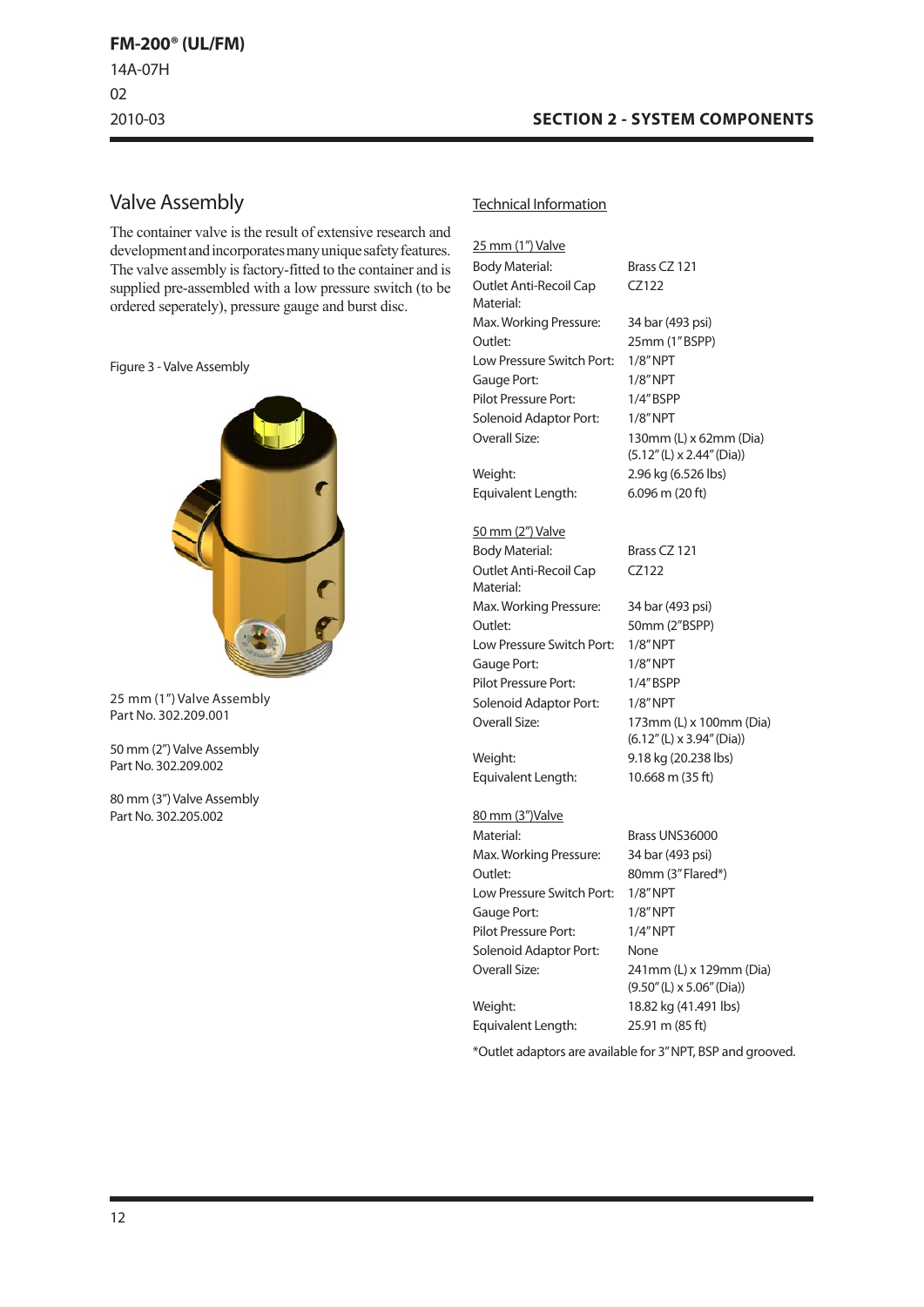## Valve Assembly

The container valve is the result of extensive research and development and incorporates many unique safety features. The valve assembly is factory-fitted to the container and is supplied pre-assembled with a low pressure switch (to be ordered seperately), pressure gauge and burst disc.

Figure 3 - Valve Assembly

25 mm (1") Valve Assembly
Part No. 302.209.001

50 mm (2") Valve Assembly
Part No. 302.209.002

80 mm (3") Valve Assembly
Part No. 302.205.002

### Technical Information

**25 mm (1") Valve**

| | |
|---|---|
| Body Material: | Brass CZ 121 |
| Outlet Anti-Recoil Cap Material: | CZ122 |
| Max. Working Pressure: | 34 bar (493 psi) |
| Outlet: | 25mm (1" BSPP) |
| Low Pressure Switch Port: | 1/8" NPT |
| Gauge Port: | 1/8" NPT |
| Pilot Pressure Port: | 1/4" BSPP |
| Solenoid Adaptor Port: | 1/8" NPT |
| Overall Size: | 130mm (L) x 62mm (Dia) (5.12" (L) x 2.44" (Dia)) |
| Weight: | 2.96 kg (6.526 lbs) |
| Equivalent Length: | 6.096 m (20 ft) |

**50 mm (2") Valve**

| | |
|---|---|
| Body Material: | Brass CZ 121 |
| Outlet Anti-Recoil Cap Material: | CZ122 |
| Max. Working Pressure: | 34 bar (493 psi) |
| Outlet: | 50mm (2"BSPP) |
| Low Pressure Switch Port: | 1/8" NPT |
| Gauge Port: | 1/8" NPT |
| Pilot Pressure Port: | 1/4" BSPP |
| Solenoid Adaptor Port: | 1/8" NPT |
| Overall Size: | 173mm (L) x 100mm (Dia) (6.12" (L) x 3.94" (Dia)) |
| Weight: | 9.18 kg (20.238 lbs) |
| Equivalent Length: | 10.668 m (35 ft) |

**80 mm (3")Valve**

| | |
|---|---|
| Material: | Brass UNS36000 |
| Max. Working Pressure: | 34 bar (493 psi) |
| Outlet: | 80mm (3" Flared*) |
| Low Pressure Switch Port: | 1/8" NPT |
| Gauge Port: | 1/8" NPT |
| Pilot Pressure Port: | 1/4" NPT |
| Solenoid Adaptor Port: | None |
| Overall Size: | 241mm (L) x 129mm (Dia) (9.50" (L) x 5.06" (Dia)) |
| Weight: | 18.82 kg (41.491 lbs) |
| Equivalent Length: | 25.91 m (85 ft) |

*Outlet adaptors are available for 3" NPT, BSP and grooved.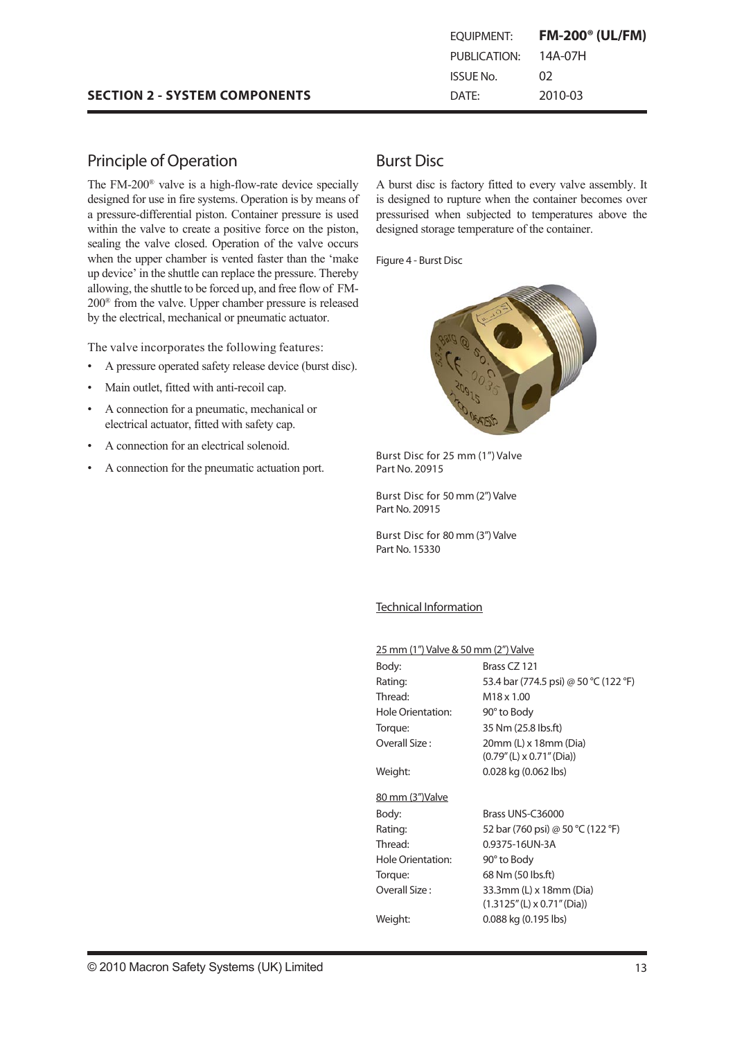## Principle of Operation

The FM-200® valve is a high-flow-rate device specially designed for use in fire systems. Operation is by means of a pressure-differential piston. Container pressure is used within the valve to create a positive force on the piston, sealing the valve closed. Operation of the valve occurs when the upper chamber is vented faster than the 'make up device' in the shuttle can replace the pressure. Thereby allowing, the shuttle to be forced up, and free flow of FM-200® from the valve. Upper chamber pressure is released by the electrical, mechanical or pneumatic actuator.

The valve incorporates the following features:

- A pressure operated safety release device (burst disc).
- Main outlet, fitted with anti-recoil cap.
- A connection for a pneumatic, mechanical or electrical actuator, fitted with safety cap.
- A connection for an electrical solenoid.
- A connection for the pneumatic actuation port.

## Burst Disc

A burst disc is factory fitted to every valve assembly. It is designed to rupture when the container becomes over pressurised when subjected to temperatures above the designed storage temperature of the container.

Figure 4 - Burst Disc

Burst Disc for 25 mm (1") Valve
Part No. 20915

Burst Disc for 50 mm (2") Valve
Part No. 20915

Burst Disc for 80 mm (3") Valve
Part No. 15330

Technical Information

25 mm (1") Valve & 50 mm (2") Valve

| | |
|---|---|
| Body: | Brass CZ 121 |
| Rating: | 53.4 bar (774.5 psi) @ 50 °C (122 °F) |
| Thread: | M18 x 1.00 |
| Hole Orientation: | 90° to Body |
| Torque: | 35 Nm (25.8 lbs.ft) |
| Overall Size : | 20mm (L) x 18mm (Dia) (0.79" (L) x 0.71" (Dia)) |
| Weight: | 0.028 kg (0.062 lbs) |

80 mm (3")Valve

| | |
|---|---|
| Body: | Brass UNS-C36000 |
| Rating: | 52 bar (760 psi) @ 50 °C (122 °F) |
| Thread: | 0.9375-16UN-3A |
| Hole Orientation: | 90° to Body |
| Torque: | 68 Nm (50 lbs.ft) |
| Overall Size : | 33.3mm (L) x 18mm (Dia) (1.3125" (L) x 0.71" (Dia)) |
| Weight: | 0.088 kg (0.195 lbs) |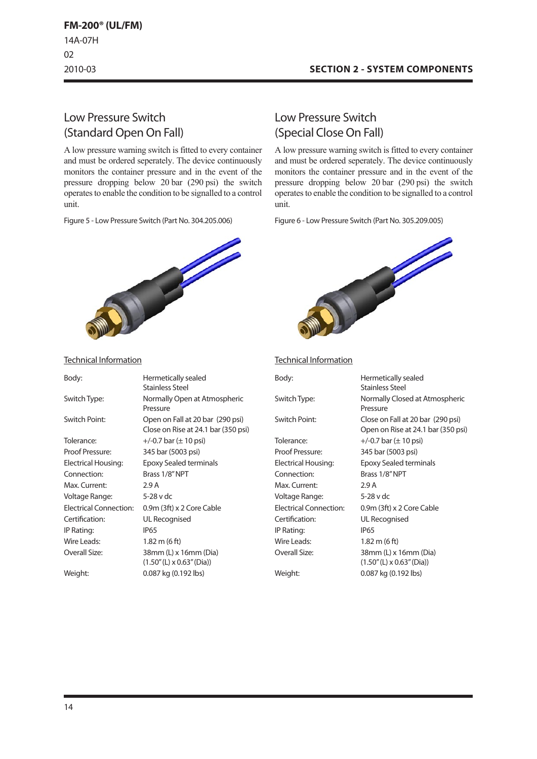## Low Pressure Switch (Standard Open On Fall)

A low pressure warning switch is fitted to every container and must be ordered seperately. The device continuously monitors the container pressure and in the event of the pressure dropping below 20 bar (290 psi) the switch operates to enable the condition to be signalled to a control unit.

Figure 5 - Low Pressure Switch (Part No. 304.205.006)

Technical Information

| | |
|---|---|
| Body: | Hermetically sealed Stainless Steel |
| Switch Type: | Normally Open at Atmospheric Pressure |
| Switch Point: | Open on Fall at 20 bar (290 psi) Close on Rise at 24.1 bar (350 psi) |
| Tolerance: | +/-0.7 bar (± 10 psi) |
| Proof Pressure: | 345 bar (5003 psi) |
| Electrical Housing: | Epoxy Sealed terminals |
| Connection: | Brass 1/8" NPT |
| Max. Current: | 2.9 A |
| Voltage Range: | 5-28 v dc |
| Electrical Connection: | 0.9m (3ft) x 2 Core Cable |
| Certification: | UL Recognised |
| IP Rating: | IP65 |
| Wire Leads: | 1.82 m (6 ft) |
| Overall Size: | 38mm (L) x 16mm (Dia) (1.50" (L) x 0.63" (Dia)) |
| Weight: | 0.087 kg (0.192 lbs) |

## Low Pressure Switch (Special Close On Fall)

A low pressure warning switch is fitted to every container and must be ordered seperately. The device continuously monitors the container pressure and in the event of the pressure dropping below 20 bar (290 psi) the switch operates to enable the condition to be signalled to a control unit.

Figure 6 - Low Pressure Switch (Part No. 305.209.005)

Technical Information

| | |
|---|---|
| Body: | Hermetically sealed Stainless Steel |
| Switch Type: | Normally Closed at Atmospheric Pressure |
| Switch Point: | Close on Fall at 20 bar (290 psi) Open on Rise at 24.1 bar (350 psi) |
| Tolerance: | +/-0.7 bar (± 10 psi) |
| Proof Pressure: | 345 bar (5003 psi) |
| Electrical Housing: | Epoxy Sealed terminals |
| Connection: | Brass 1/8" NPT |
| Max. Current: | 2.9 A |
| Voltage Range: | 5-28 v dc |
| Electrical Connection: | 0.9m (3ft) x 2 Core Cable |
| Certification: | UL Recognised |
| IP Rating: | IP65 |
| Wire Leads: | 1.82 m (6 ft) |
| Overall Size: | 38mm (L) x 16mm (Dia) (1.50" (L) x 0.63" (Dia)) |
| Weight: | 0.087 kg (0.192 lbs) |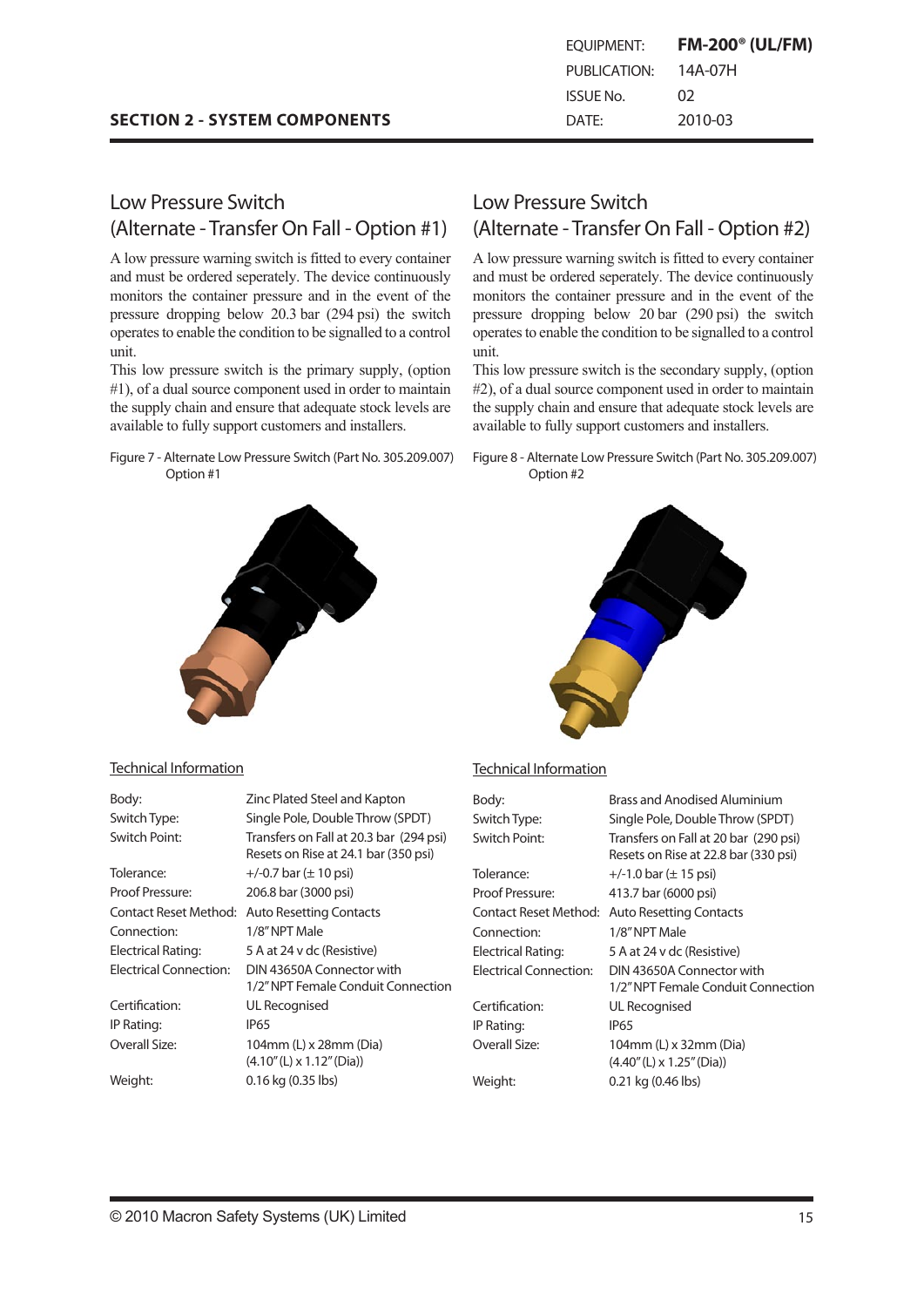## SECTION 2 - SYSTEM COMPONENTS

| | |
|---|---|
| EQUIPMENT: | **FM-200® (UL/FM)** |
| PUBLICATION: | 14A-07H |
| ISSUE No. | 02 |
| DATE: | 2010-03 |

## Low Pressure Switch (Alternate - Transfer On Fall - Option #1)

A low pressure warning switch is fitted to every container and must be ordered seperately. The device continuously monitors the container pressure and in the event of the pressure dropping below 20.3 bar (294 psi) the switch operates to enable the condition to be signalled to a control unit.

This low pressure switch is the primary supply, (option #1), of a dual source component used in order to maintain the supply chain and ensure that adequate stock levels are available to fully support customers and installers.

Figure 7 - Alternate Low Pressure Switch (Part No. 305.209.007) Option #1

Technical Information

| | |
|---|---|
| Body: | Zinc Plated Steel and Kapton |
| Switch Type: | Single Pole, Double Throw (SPDT) |
| Switch Point: | Transfers on Fall at 20.3 bar (294 psi) Resets on Rise at 24.1 bar (350 psi) |
| Tolerance: | +/-0.7 bar (± 10 psi) |
| Proof Pressure: | 206.8 bar (3000 psi) |
| Contact Reset Method: | Auto Resetting Contacts |
| Connection: | 1/8" NPT Male |
| Electrical Rating: | 5 A at 24 v dc (Resistive) |
| Electrical Connection: | DIN 43650A Connector with 1/2" NPT Female Conduit Connection |
| Certification: | UL Recognised |
| IP Rating: | IP65 |
| Overall Size: | 104mm (L) x 28mm (Dia) (4.10" (L) x 1.12" (Dia)) |
| Weight: | 0.16 kg (0.35 lbs) |

## Low Pressure Switch (Alternate - Transfer On Fall - Option #2)

A low pressure warning switch is fitted to every container and must be ordered seperately. The device continuously monitors the container pressure and in the event of the pressure dropping below 20 bar (290 psi) the switch operates to enable the condition to be signalled to a control unit.

This low pressure switch is the secondary supply, (option #2), of a dual source component used in order to maintain the supply chain and ensure that adequate stock levels are available to fully support customers and installers.

Figure 8 - Alternate Low Pressure Switch (Part No. 305.209.007) Option #2

Technical Information

| | |
|---|---|
| Body: | Brass and Anodised Aluminium |
| Switch Type: | Single Pole, Double Throw (SPDT) |
| Switch Point: | Transfers on Fall at 20 bar (290 psi) Resets on Rise at 22.8 bar (330 psi) |
| Tolerance: | +/-1.0 bar (± 15 psi) |
| Proof Pressure: | 413.7 bar (6000 psi) |
| Contact Reset Method: | Auto Resetting Contacts |
| Connection: | 1/8" NPT Male |
| Electrical Rating: | 5 A at 24 v dc (Resistive) |
| Electrical Connection: | DIN 43650A Connector with 1/2" NPT Female Conduit Connection |
| Certification: | UL Recognised |
| IP Rating: | IP65 |
| Overall Size: | 104mm (L) x 32mm (Dia) (4.40" (L) x 1.25" (Dia)) |
| Weight: | 0.21 kg (0.46 lbs) |

© 2010 Macron Safety Systems (UK) Limited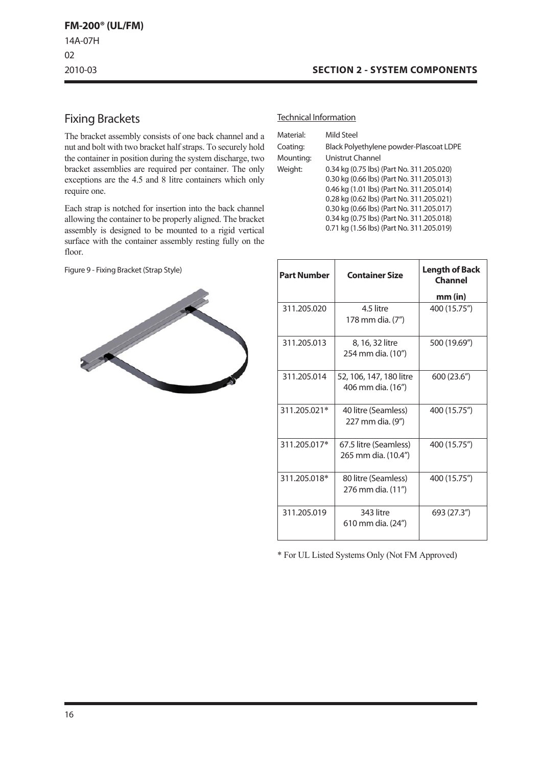## Fixing Brackets

The bracket assembly consists of one back channel and a nut and bolt with two bracket half straps. To securely hold the container in position during the system discharge, two bracket assemblies are required per container. The only exceptions are the 4.5 and 8 litre containers which only require one.

Each strap is notched for insertion into the back channel allowing the container to be properly aligned. The bracket assembly is designed to be mounted to a rigid vertical surface with the container assembly resting fully on the floor.

Figure 9 - Fixing Bracket (Strap Style)

### Technical Information

Material: Mild Steel

Coating: Black Polyethylene powder-Plascoat LDPE

Mounting: Unistrut Channel

Weight:
0.34 kg (0.75 lbs) (Part No. 311.205.020)
0.30 kg (0.66 lbs) (Part No. 311.205.013)
0.46 kg (1.01 lbs) (Part No. 311.205.014)
0.28 kg (0.62 lbs) (Part No. 311.205.021)
0.30 kg (0.66 lbs) (Part No. 311.205.017)
0.34 kg (0.75 lbs) (Part No. 311.205.018)
0.71 kg (1.56 lbs) (Part No. 311.205.019)

| Part Number | Container Size | Length of Back Channel mm (in) |
|---|---|---|
| 311.205.020 | 4.5 litre 178 mm dia. (7") | 400 (15.75") |
| 311.205.013 | 8, 16, 32 litre 254 mm dia. (10") | 500 (19.69") |
| 311.205.014 | 52, 106, 147, 180 litre 406 mm dia. (16") | 600 (23.6") |
| 311.205.021* | 40 litre (Seamless) 227 mm dia. (9") | 400 (15.75") |
| 311.205.017* | 67.5 litre (Seamless) 265 mm dia. (10.4") | 400 (15.75") |
| 311.205.018* | 80 litre (Seamless) 276 mm dia. (11") | 400 (15.75") |
| 311.205.019 | 343 litre 610 mm dia. (24") | 693 (27.3") |

* For UL Listed Systems Only (Not FM Approved)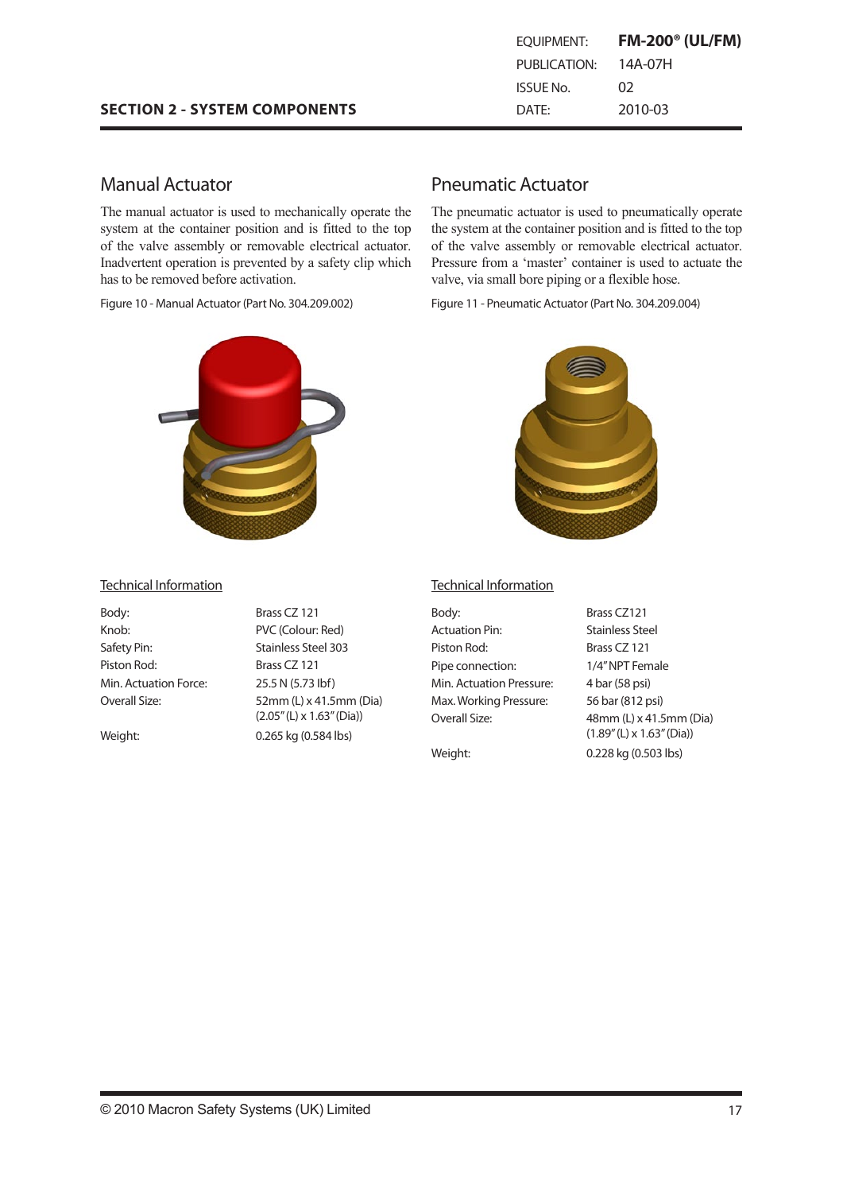## Manual Actuator

The manual actuator is used to mechanically operate the system at the container position and is fitted to the top of the valve assembly or removable electrical actuator. Inadvertent operation is prevented by a safety clip which has to be removed before activation.

Figure 10 - Manual Actuator (Part No. 304.209.002)

### Technical Information

| | |
|---|---|
| Body: | Brass CZ 121 |
| Knob: | PVC (Colour: Red) |
| Safety Pin: | Stainless Steel 303 |
| Piston Rod: | Brass CZ 121 |
| Min. Actuation Force: | 25.5 N (5.73 lbf) |
| Overall Size: | 52mm (L) x 41.5mm (Dia) (2.05" (L) x 1.63" (Dia)) |
| Weight: | 0.265 kg (0.584 lbs) |

## Pneumatic Actuator

The pneumatic actuator is used to pneumatically operate the system at the container position and is fitted to the top of the valve assembly or removable electrical actuator. Pressure from a 'master' container is used to actuate the valve, via small bore piping or a flexible hose.

Figure 11 - Pneumatic Actuator (Part No. 304.209.004)

### Technical Information

| | |
|---|---|
| Body: | Brass CZ121 |
| Actuation Pin: | Stainless Steel |
| Piston Rod: | Brass CZ 121 |
| Pipe connection: | 1/4" NPT Female |
| Min. Actuation Pressure: | 4 bar (58 psi) |
| Max. Working Pressure: | 56 bar (812 psi) |
| Overall Size: | 48mm (L) x 41.5mm (Dia) (1.89" (L) x 1.63" (Dia)) |
| Weight: | 0.228 kg (0.503 lbs) |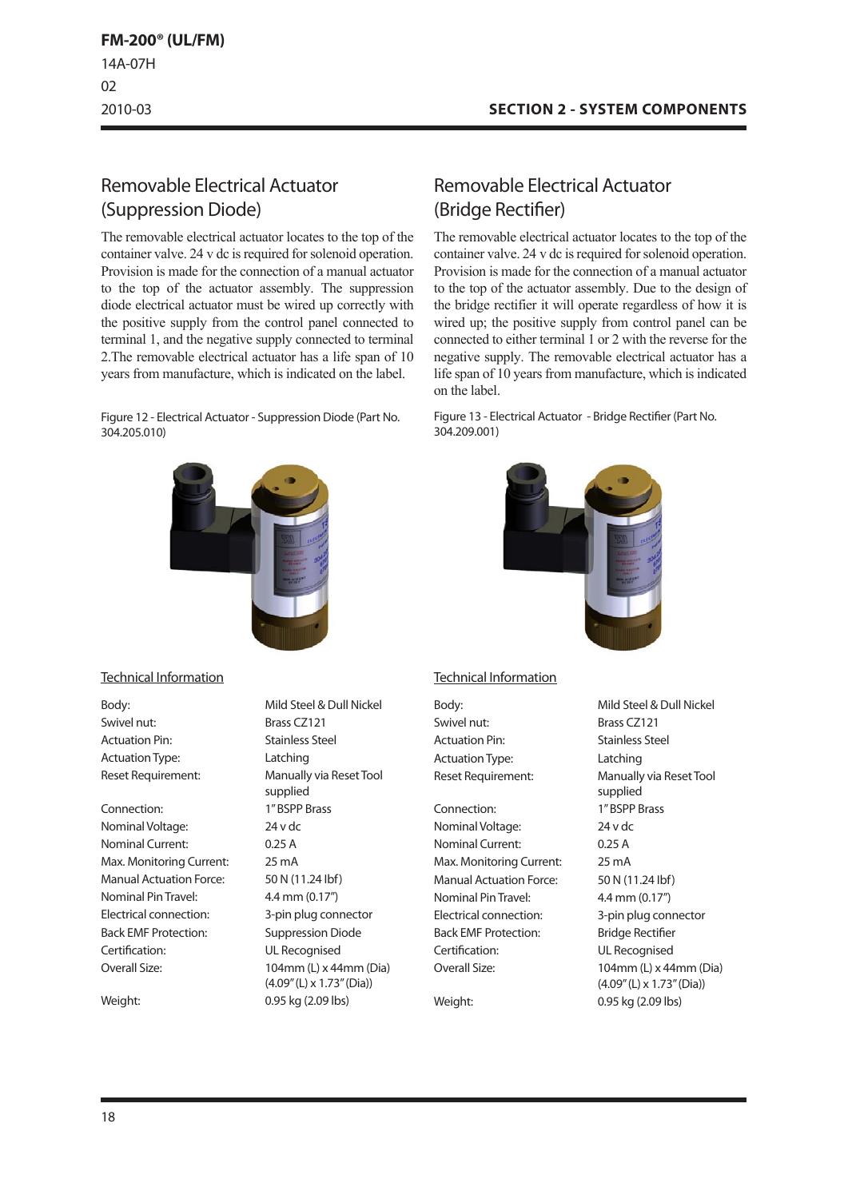## Removable Electrical Actuator (Suppression Diode)

The removable electrical actuator locates to the top of the container valve. 24 v dc is required for solenoid operation. Provision is made for the connection of a manual actuator to the top of the actuator assembly. The suppression diode electrical actuator must be wired up correctly with the positive supply from the control panel connected to terminal 1, and the negative supply connected to terminal 2.The removable electrical actuator has a life span of 10 years from manufacture, which is indicated on the label.

Figure 12 - Electrical Actuator - Suppression Diode (Part No. 304.205.010)

### Technical Information

| | |
|---|---|
| Body: | Mild Steel & Dull Nickel |
| Swivel nut: | Brass CZ121 |
| Actuation Pin: | Stainless Steel |
| Actuation Type: | Latching |
| Reset Requirement: | Manually via Reset Tool supplied |
| Connection: | 1" BSPP Brass |
| Nominal Voltage: | 24 v dc |
| Nominal Current: | 0.25 A |
| Max. Monitoring Current: | 25 mA |
| Manual Actuation Force: | 50 N (11.24 lbf) |
| Nominal Pin Travel: | 4.4 mm (0.17") |
| Electrical connection: | 3-pin plug connector |
| Back EMF Protection: | Suppression Diode |
| Certification: | UL Recognised |
| Overall Size: | 104mm (L) x 44mm (Dia) (4.09" (L) x 1.73" (Dia)) |
| Weight: | 0.95 kg (2.09 lbs) |

## Removable Electrical Actuator (Bridge Rectifier)

The removable electrical actuator locates to the top of the container valve. 24 v dc is required for solenoid operation. Provision is made for the connection of a manual actuator to the top of the actuator assembly. Due to the design of the bridge rectifier it will operate regardless of how it is wired up; the positive supply from control panel can be connected to either terminal 1 or 2 with the reverse for the negative supply. The removable electrical actuator has a life span of 10 years from manufacture, which is indicated on the label.

Figure 13 - Electrical Actuator - Bridge Rectifier (Part No. 304.209.001)

### Technical Information

| | |
|---|---|
| Body: | Mild Steel & Dull Nickel |
| Swivel nut: | Brass CZ121 |
| Actuation Pin: | Stainless Steel |
| Actuation Type: | Latching |
| Reset Requirement: | Manually via Reset Tool supplied |
| Connection: | 1" BSPP Brass |
| Nominal Voltage: | 24 v dc |
| Nominal Current: | 0.25 A |
| Max. Monitoring Current: | 25 mA |
| Manual Actuation Force: | 50 N (11.24 lbf) |
| Nominal Pin Travel: | 4.4 mm (0.17") |
| Electrical connection: | 3-pin plug connector |
| Back EMF Protection: | Bridge Rectifier |
| Certification: | UL Recognised |
| Overall Size: | 104mm (L) x 44mm (Dia) (4.09" (L) x 1.73" (Dia)) |
| Weight: | 0.95 kg (2.09 lbs) |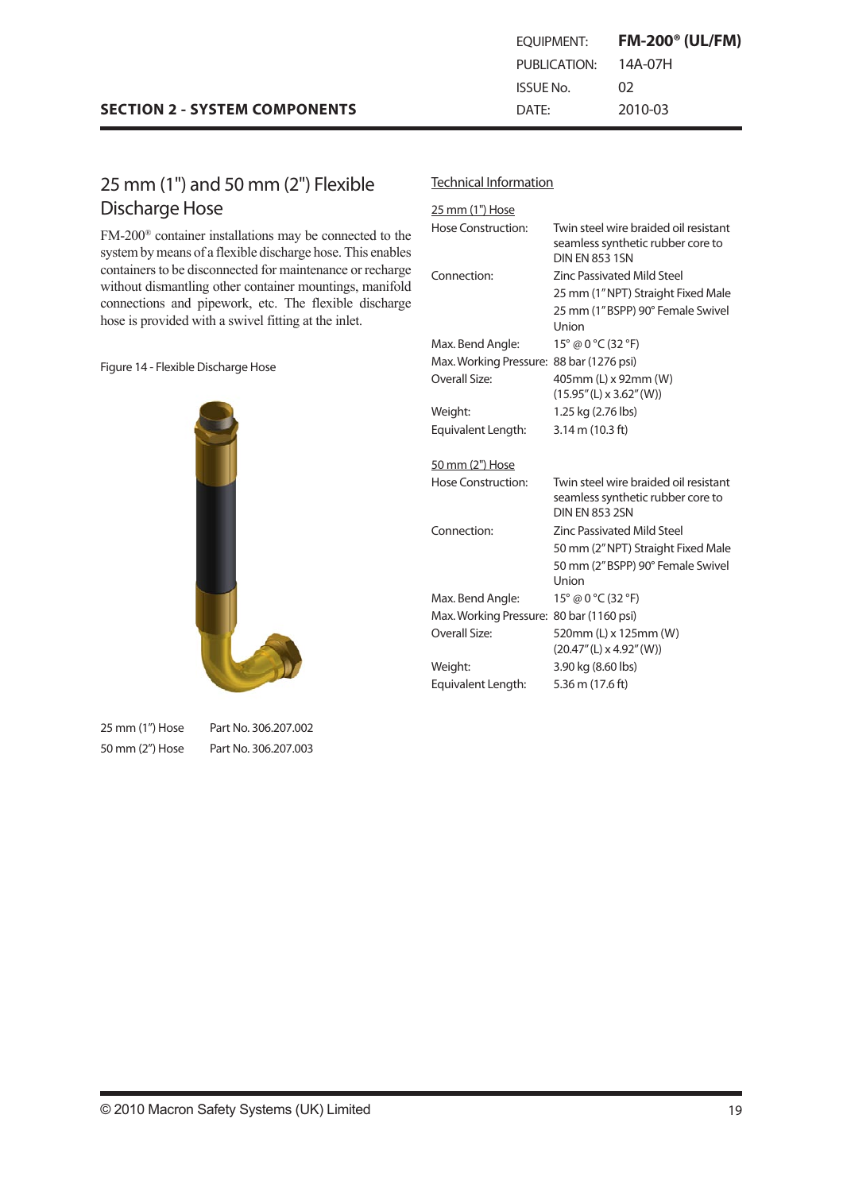## SECTION 2 - SYSTEM COMPONENTS

# 25 mm (1") and 50 mm (2") Flexible Discharge Hose

FM-200® container installations may be connected to the system by means of a flexible discharge hose. This enables containers to be disconnected for maintenance or recharge without dismantling other container mountings, manifold connections and pipework, etc. The flexible discharge hose is provided with a swivel fitting at the inlet.

Figure 14 - Flexible Discharge Hose

| | |
|---|---|
| 25 mm (1") Hose | Part No. 306.207.002 |
| 50 mm (2") Hose | Part No. 306.207.003 |

## Technical Information

### 25 mm (1") Hose

| | |
|---|---|
| Hose Construction: | Twin steel wire braided oil resistant seamless synthetic rubber core to DIN EN 853 1SN |
| Connection: | Zinc Passivated Mild Steel<br>25 mm (1" NPT) Straight Fixed Male<br>25 mm (1" BSPP) 90° Female Swivel Union |
| Max. Bend Angle: | 15° @ 0 °C (32 °F) |
| Max. Working Pressure: | 88 bar (1276 psi) |
| Overall Size: | 405mm (L) x 92mm (W)<br>(15.95" (L) x 3.62" (W)) |
| Weight: | 1.25 kg (2.76 lbs) |
| Equivalent Length: | 3.14 m (10.3 ft) |

### 50 mm (2") Hose

| | |
|---|---|
| Hose Construction: | Twin steel wire braided oil resistant seamless synthetic rubber core to DIN EN 853 2SN |
| Connection: | Zinc Passivated Mild Steel<br>50 mm (2" NPT) Straight Fixed Male<br>50 mm (2" BSPP) 90° Female Swivel Union |
| Max. Bend Angle: | 15° @ 0 °C (32 °F) |
| Max. Working Pressure: | 80 bar (1160 psi) |
| Overall Size: | 520mm (L) x 125mm (W)<br>(20.47" (L) x 4.92" (W)) |
| Weight: | 3.90 kg (8.60 lbs) |
| Equivalent Length: | 5.36 m (17.6 ft) |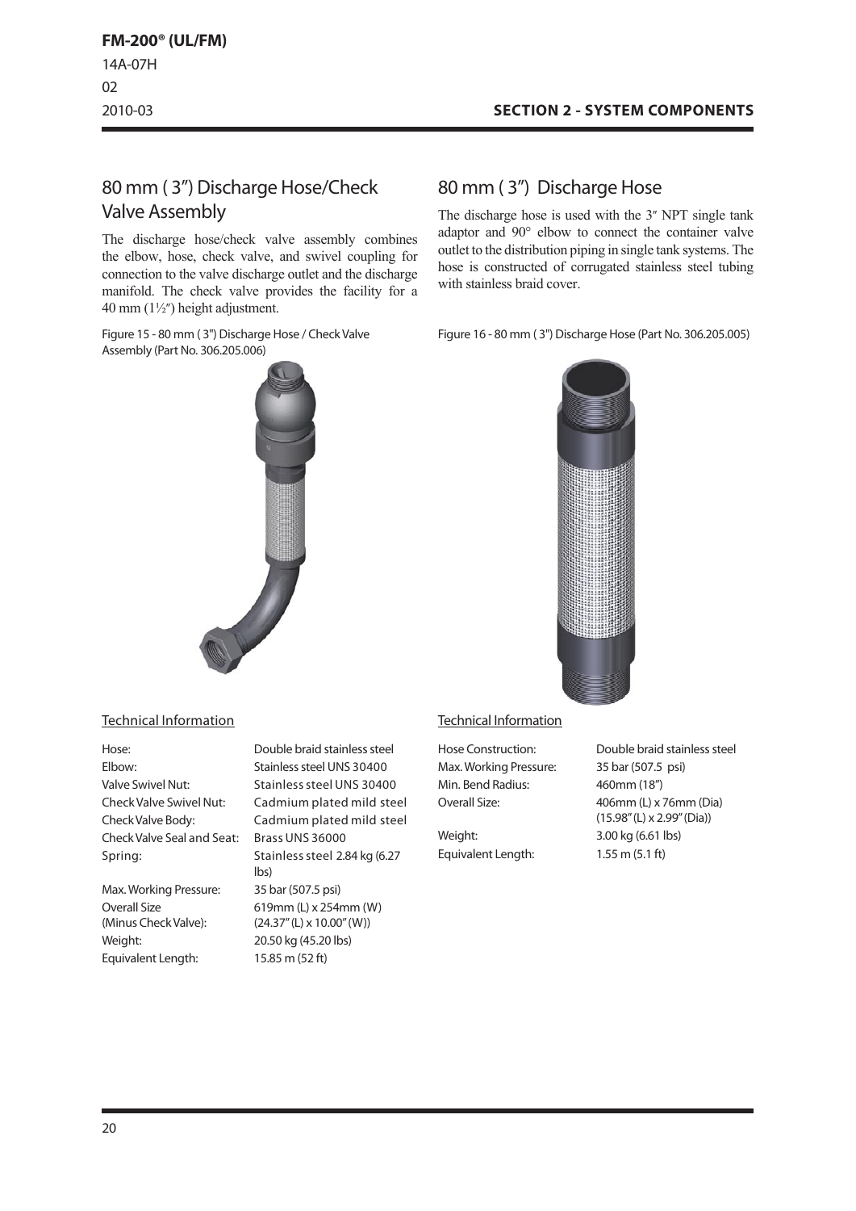## 80 mm ( 3″) Discharge Hose/Check Valve Assembly

The discharge hose/check valve assembly combines the elbow, hose, check valve, and swivel coupling for connection to the valve discharge outlet and the discharge manifold. The check valve provides the facility for a 40 mm (1½″) height adjustment.

Figure 15 - 80 mm ( 3") Discharge Hose / Check Valve Assembly (Part No. 306.205.006)

Technical Information

| | |
|---|---|
| Hose: | Double braid stainless steel |
| Elbow: | Stainless steel UNS 30400 |
| Valve Swivel Nut: | Stainless steel UNS 30400 |
| Check Valve Swivel Nut: | Cadmium plated mild steel |
| Check Valve Body: | Cadmium plated mild steel |
| Check Valve Seal and Seat: | Brass UNS 36000 |
| Spring: | Stainless steel 2.84 kg (6.27 lbs) |
| Max. Working Pressure: | 35 bar (507.5 psi) |
| Overall Size (Minus Check Valve): | 619mm (L) x 254mm (W) (24.37″ (L) x 10.00″ (W)) |
| Weight: | 20.50 kg (45.20 lbs) |
| Equivalent Length: | 15.85 m (52 ft) |

## 80 mm ( 3″) Discharge Hose

The discharge hose is used with the 3″ NPT single tank adaptor and 90° elbow to connect the container valve outlet to the distribution piping in single tank systems. The hose is constructed of corrugated stainless steel tubing with stainless braid cover.

Figure 16 - 80 mm ( 3") Discharge Hose (Part No. 306.205.005)

Technical Information

| | |
|---|---|
| Hose Construction: | Double braid stainless steel |
| Max. Working Pressure: | 35 bar (507.5 psi) |
| Min. Bend Radius: | 460mm (18″) |
| Overall Size: | 406mm (L) x 76mm (Dia) (15.98″ (L) x 2.99″ (Dia)) |
| Weight: | 3.00 kg (6.61 lbs) |
| Equivalent Length: | 1.55 m (5.1 ft) |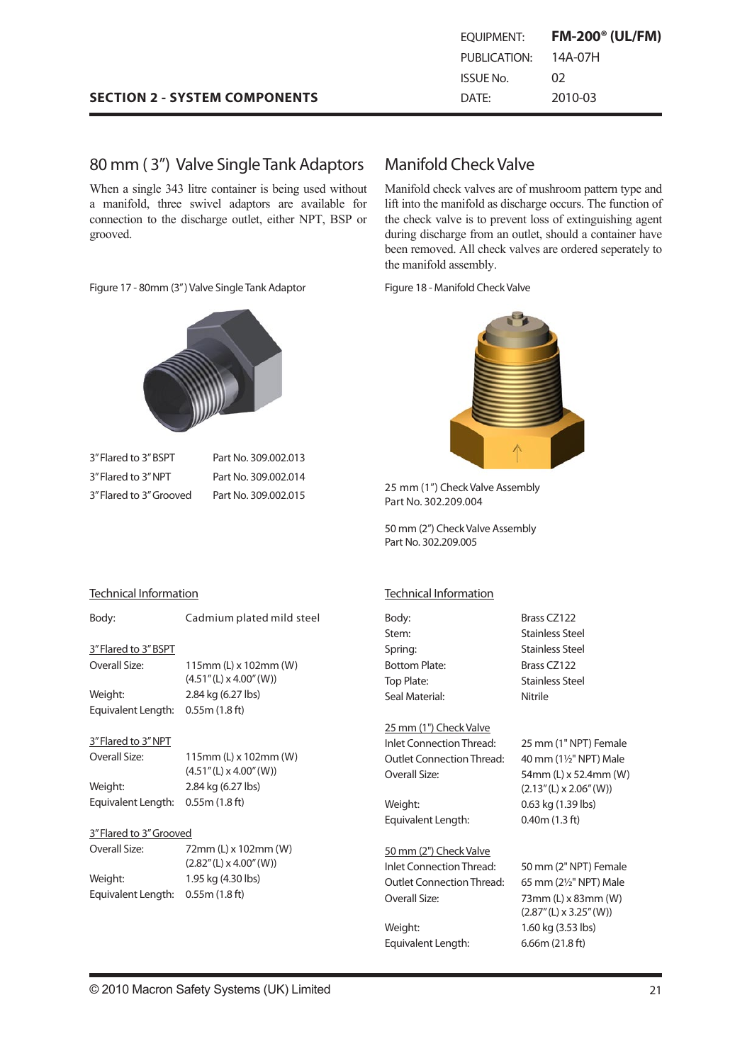## SECTION 2 - SYSTEM COMPONENTS

## 80 mm ( 3") Valve Single Tank Adaptors

When a single 343 litre container is being used without a manifold, three swivel adaptors are available for connection to the discharge outlet, either NPT, BSP or grooved.

Figure 17 - 80mm (3") Valve Single Tank Adaptor

| | |
|---|---|
| 3" Flared to 3" BSPT | Part No. 309.002.013 |
| 3" Flared to 3" NPT | Part No. 309.002.014 |
| 3" Flared to 3" Grooved | Part No. 309.002.015 |

### Technical Information

Body: Cadmium plated mild steel

**3" Flared to 3" BSPT**

| | |
|---|---|
| Overall Size: | 115mm (L) x 102mm (W) (4.51" (L) x 4.00" (W)) |
| Weight: | 2.84 kg (6.27 lbs) |
| Equivalent Length: | 0.55m (1.8 ft) |

**3" Flared to 3" NPT**

| | |
|---|---|
| Overall Size: | 115mm (L) x 102mm (W) (4.51" (L) x 4.00" (W)) |
| Weight: | 2.84 kg (6.27 lbs) |
| Equivalent Length: | 0.55m (1.8 ft) |

**3" Flared to 3" Grooved**

| | |
|---|---|
| Overall Size: | 72mm (L) x 102mm (W) (2.82" (L) x 4.00" (W)) |
| Weight: | 1.95 kg (4.30 lbs) |
| Equivalent Length: | 0.55m (1.8 ft) |

## Manifold Check Valve

Manifold check valves are of mushroom pattern type and lift into the manifold as discharge occurs. The function of the check valve is to prevent loss of extinguishing agent during discharge from an outlet, should a container have been removed. All check valves are ordered seperately to the manifold assembly.

Figure 18 - Manifold Check Valve

25 mm (1") Check Valve Assembly
Part No. 302.209.004

50 mm (2") Check Valve Assembly
Part No. 302.209.005

### Technical Information

| | |
|---|---|
| Body: | Brass CZ122 |
| Stem: | Stainless Steel |
| Spring: | Stainless Steel |
| Bottom Plate: | Brass CZ122 |
| Top Plate: | Stainless Steel |
| Seal Material: | Nitrile |

**25 mm (1") Check Valve**

| | |
|---|---|
| Inlet Connection Thread: | 25 mm (1" NPT) Female |
| Outlet Connection Thread: | 40 mm (1½" NPT) Male |
| Overall Size: | 54mm (L) x 52.4mm (W) (2.13" (L) x 2.06" (W)) |
| Weight: | 0.63 kg (1.39 lbs) |
| Equivalent Length: | 0.40m (1.3 ft) |

**50 mm (2") Check Valve**

| | |
|---|---|
| Inlet Connection Thread: | 50 mm (2" NPT) Female |
| Outlet Connection Thread: | 65 mm (2½" NPT) Male |
| Overall Size: | 73mm (L) x 83mm (W) (2.87" (L) x 3.25" (W)) |
| Weight: | 1.60 kg (3.53 lbs) |
| Equivalent Length: | 6.66m (21.8 ft) |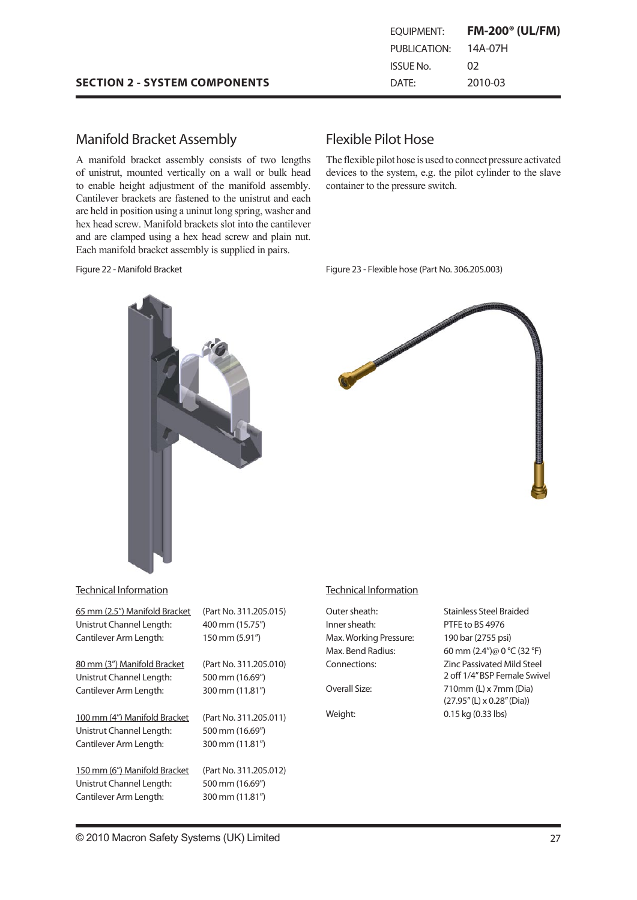## SECTION 2 - SYSTEM COMPONENTS

## Manifold Bracket Assembly

A manifold bracket assembly consists of two lengths of unistrut, mounted vertically on a wall or bulk head to enable height adjustment of the manifold assembly. Cantilever brackets are fastened to the unistrut and each are held in position using a uninut long spring, washer and hex head screw. Manifold brackets slot into the cantilever and are clamped using a hex head screw and plain nut. Each manifold bracket assembly is supplied in pairs.

Figure 22 - Manifold Bracket

### Technical Information

| | |
|---|---|
| 65 mm (2.5") Manifold Bracket | (Part No. 311.205.015) |
| Unistrut Channel Length: | 400 mm (15.75") |
| Cantilever Arm Length: | 150 mm (5.91") |
| 80 mm (3") Manifold Bracket | (Part No. 311.205.010) |
| Unistrut Channel Length: | 500 mm (16.69") |
| Cantilever Arm Length: | 300 mm (11.81") |
| 100 mm (4") Manifold Bracket | (Part No. 311.205.011) |
| Unistrut Channel Length: | 500 mm (16.69") |
| Cantilever Arm Length: | 300 mm (11.81") |
| 150 mm (6") Manifold Bracket | (Part No. 311.205.012) |
| Unistrut Channel Length: | 500 mm (16.69") |
| Cantilever Arm Length: | 300 mm (11.81") |

## Flexible Pilot Hose

The flexible pilot hose is used to connect pressure activated devices to the system, e.g. the pilot cylinder to the slave container to the pressure switch.

Figure 23 - Flexible hose (Part No. 306.205.003)

### Technical Information

| | |
|---|---|
| Outer sheath: | Stainless Steel Braided |
| Inner sheath: | PTFE to BS 4976 |
| Max. Working Pressure: | 190 bar (2755 psi) |
| Max. Bend Radius: | 60 mm (2.4")@ 0 °C (32 °F) |
| Connections: | Zinc Passivated Mild Steel 2 off 1/4" BSP Female Swivel |
| Overall Size: | 710mm (L) x 7mm (Dia) (27.95" (L) x 0.28" (Dia)) |
| Weight: | 0.15 kg (0.33 lbs) |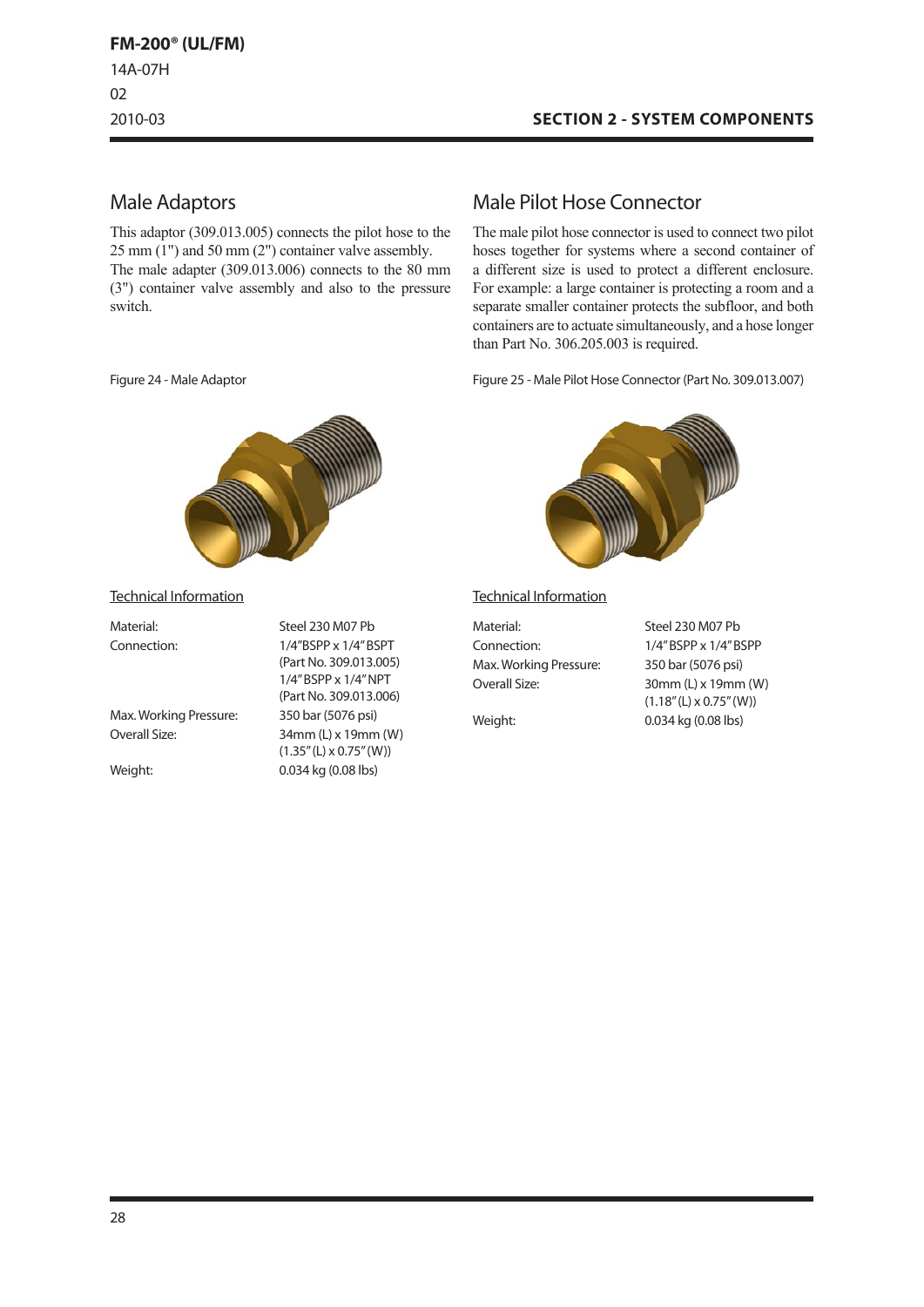## Male Adaptors

This adaptor (309.013.005) connects the pilot hose to the 25 mm (1") and 50 mm (2") container valve assembly. The male adapter (309.013.006) connects to the 80 mm (3") container valve assembly and also to the pressure switch.

Figure 24 - Male Adaptor

Technical Information

| | |
|---|---|
| Material: | Steel 230 M07 Pb |
| Connection: | 1/4"BSPP x 1/4" BSPT (Part No. 309.013.005) 1/4" BSPP x 1/4" NPT (Part No. 309.013.006) |
| Max. Working Pressure: | 350 bar (5076 psi) |
| Overall Size: | 34mm (L) x 19mm (W) (1.35" (L) x 0.75" (W)) |
| Weight: | 0.034 kg (0.08 lbs) |

## Male Pilot Hose Connector

The male pilot hose connector is used to connect two pilot hoses together for systems where a second container of a different size is used to protect a different enclosure. For example: a large container is protecting a room and a separate smaller container protects the subfloor, and both containers are to actuate simultaneously, and a hose longer than Part No. 306.205.003 is required.

Figure 25 - Male Pilot Hose Connector (Part No. 309.013.007)

Technical Information

| | |
|---|---|
| Material: | Steel 230 M07 Pb |
| Connection: | 1/4" BSPP x 1/4" BSPP |
| Max. Working Pressure: | 350 bar (5076 psi) |
| Overall Size: | 30mm (L) x 19mm (W) (1.18" (L) x 0.75" (W)) |
| Weight: | 0.034 kg (0.08 lbs) |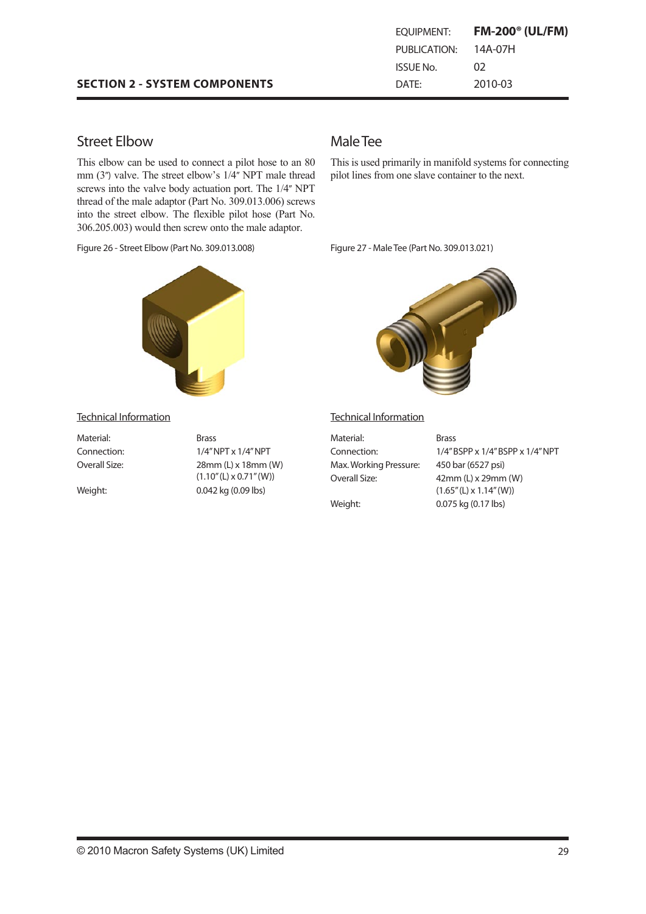## SECTION 2 - SYSTEM COMPONENTS

## Street Elbow

This elbow can be used to connect a pilot hose to an 80 mm (3″) valve. The street elbow's 1/4″ NPT male thread screws into the valve body actuation port. The 1/4″ NPT thread of the male adaptor (Part No. 309.013.006) screws into the street elbow. The flexible pilot hose (Part No. 306.205.003) would then screw onto the male adaptor.

Figure 26 - Street Elbow (Part No. 309.013.008)

### Technical Information

| | |
|---|---|
| Material: | Brass |
| Connection: | 1/4″ NPT x 1/4″ NPT |
| Overall Size: | 28mm (L) x 18mm (W) (1.10″ (L) x 0.71″ (W)) |
| Weight: | 0.042 kg (0.09 lbs) |

## Male Tee

This is used primarily in manifold systems for connecting pilot lines from one slave container to the next.

Figure 27 - Male Tee (Part No. 309.013.021)

### Technical Information

| | |
|---|---|
| Material: | Brass |
| Connection: | 1/4″ BSPP x 1/4″ BSPP x 1/4″ NPT |
| Max. Working Pressure: | 450 bar (6527 psi) |
| Overall Size: | 42mm (L) x 29mm (W) (1.65″ (L) x 1.14″ (W)) |
| Weight: | 0.075 kg (0.17 lbs) |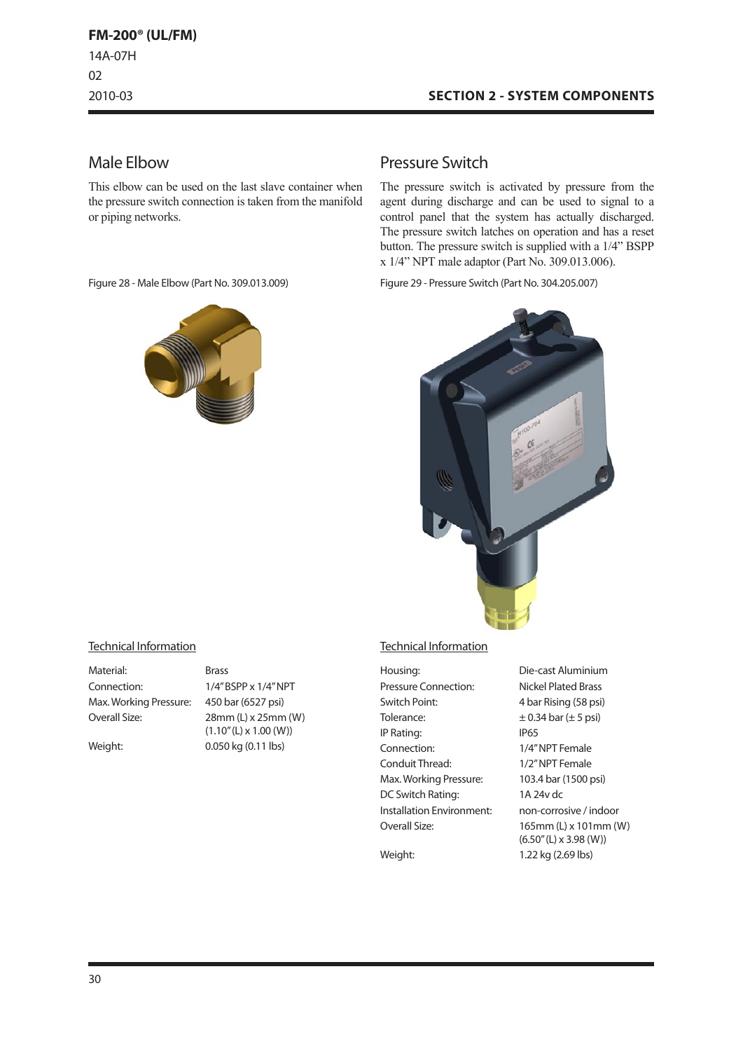## Male Elbow

This elbow can be used on the last slave container when the pressure switch connection is taken from the manifold or piping networks.

Figure 28 - Male Elbow (Part No. 309.013.009)

### Technical Information

| | |
|---|---|
| Material: | Brass |
| Connection: | 1/4" BSPP x 1/4" NPT |
| Max. Working Pressure: | 450 bar (6527 psi) |
| Overall Size: | 28mm (L) x 25mm (W) (1.10" (L) x 1.00 (W)) |
| Weight: | 0.050 kg (0.11 lbs) |

## Pressure Switch

The pressure switch is activated by pressure from the agent during discharge and can be used to signal to a control panel that the system has actually discharged. The pressure switch latches on operation and has a reset button. The pressure switch is supplied with a 1/4" BSPP x 1/4" NPT male adaptor (Part No. 309.013.006).

Figure 29 - Pressure Switch (Part No. 304.205.007)

### Technical Information

| | |
|---|---|
| Housing: | Die-cast Aluminium |
| Pressure Connection: | Nickel Plated Brass |
| Switch Point: | 4 bar Rising (58 psi) |
| Tolerance: | ± 0.34 bar (± 5 psi) |
| IP Rating: | IP65 |
| Connection: | 1/4" NPT Female |
| Conduit Thread: | 1/2" NPT Female |
| Max. Working Pressure: | 103.4 bar (1500 psi) |
| DC Switch Rating: | 1A 24v dc |
| Installation Environment: | non-corrosive / indoor |
| Overall Size: | 165mm (L) x 101mm (W) (6.50" (L) x 3.98 (W)) |
| Weight: | 1.22 kg (2.69 lbs) |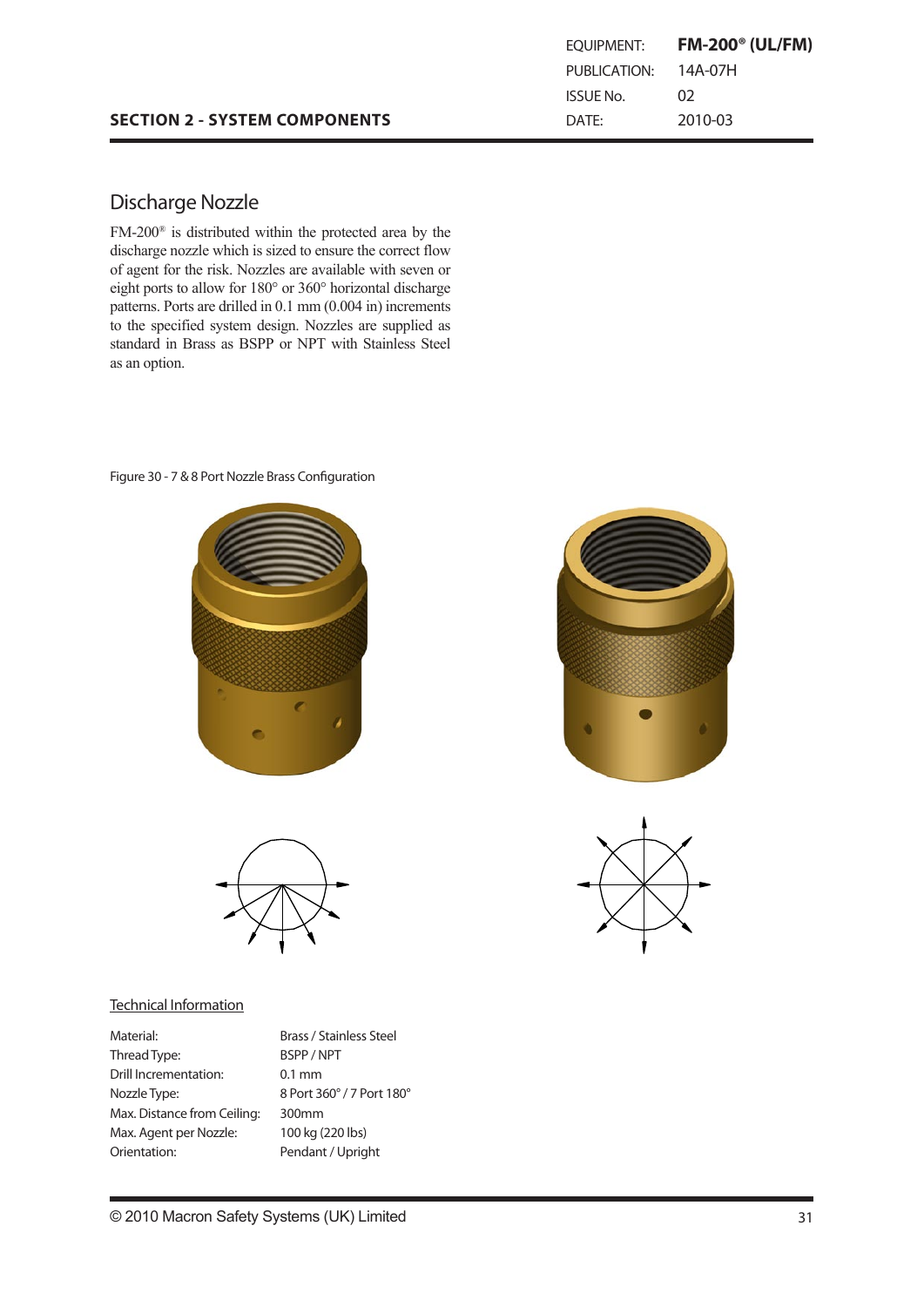## SECTION 2 - SYSTEM COMPONENTS

### Discharge Nozzle

FM-200® is distributed within the protected area by the discharge nozzle which is sized to ensure the correct flow of agent for the risk. Nozzles are available with seven or eight ports to allow for 180° or 360° horizontal discharge patterns. Ports are drilled in 0.1 mm (0.004 in) increments to the specified system design. Nozzles are supplied as standard in Brass as BSPP or NPT with Stainless Steel as an option.

Figure 30 - 7 & 8 Port Nozzle Brass Configuration

#### Technical Information

| | |
|---|---|
| Material: | Brass / Stainless Steel |
| Thread Type: | BSPP / NPT |
| Drill Incrementation: | 0.1 mm |
| Nozzle Type: | 8 Port 360° / 7 Port 180° |
| Max. Distance from Ceiling: | 300mm |
| Max. Agent per Nozzle: | 100 kg (220 lbs) |
| Orientation: | Pendant / Upright |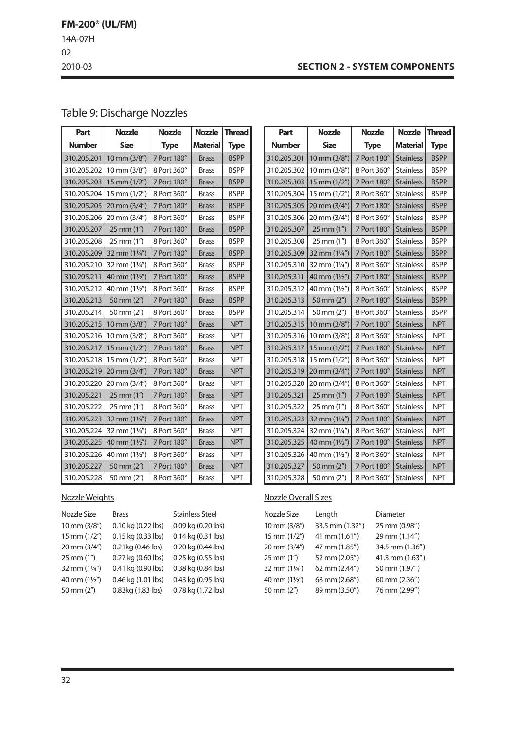# Table 9: Discharge Nozzles

| Part Number | Nozzle Size | Nozzle Type | Nozzle Material | Thread Type |
|---|---|---|---|---|
| 310.205.201 | 10 mm (3/8") | 7 Port 180° | Brass | BSPP |
| 310.205.202 | 10 mm (3/8") | 8 Port 360° | Brass | BSPP |
| 310.205.203 | 15 mm (1/2") | 7 Port 180° | Brass | BSPP |
| 310.205.204 | 15 mm (1/2") | 8 Port 360° | Brass | BSPP |
| 310.205.205 | 20 mm (3/4") | 7 Port 180° | Brass | BSPP |
| 310.205.206 | 20 mm (3/4") | 8 Port 360° | Brass | BSPP |
| 310.205.207 | 25 mm (1") | 7 Port 180° | Brass | BSPP |
| 310.205.208 | 25 mm (1") | 8 Port 360° | Brass | BSPP |
| 310.205.209 | 32 mm (1¼") | 7 Port 180° | Brass | BSPP |
| 310.205.210 | 32 mm (1¼") | 8 Port 360° | Brass | BSPP |
| 310.205.211 | 40 mm (1½") | 7 Port 180° | Brass | BSPP |
| 310.205.212 | 40 mm (1½") | 8 Port 360° | Brass | BSPP |
| 310.205.213 | 50 mm (2") | 7 Port 180° | Brass | BSPP |
| 310.205.214 | 50 mm (2") | 8 Port 360° | Brass | BSPP |
| 310.205.215 | 10 mm (3/8") | 7 Port 180° | Brass | NPT |
| 310.205.216 | 10 mm (3/8") | 8 Port 360° | Brass | NPT |
| 310.205.217 | 15 mm (1/2") | 7 Port 180° | Brass | NPT |
| 310.205.218 | 15 mm (1/2") | 8 Port 360° | Brass | NPT |
| 310.205.219 | 20 mm (3/4") | 7 Port 180° | Brass | NPT |
| 310.205.220 | 20 mm (3/4") | 8 Port 360° | Brass | NPT |
| 310.205.221 | 25 mm (1") | 7 Port 180° | Brass | NPT |
| 310.205.222 | 25 mm (1") | 8 Port 360° | Brass | NPT |
| 310.205.223 | 32 mm (1¼") | 7 Port 180° | Brass | NPT |
| 310.205.224 | 32 mm (1¼") | 8 Port 360° | Brass | NPT |
| 310.205.225 | 40 mm (1½") | 7 Port 180° | Brass | NPT |
| 310.205.226 | 40 mm (1½") | 8 Port 360° | Brass | NPT |
| 310.205.227 | 50 mm (2") | 7 Port 180° | Brass | NPT |
| 310.205.228 | 50 mm (2") | 8 Port 360° | Brass | NPT |

| Part Number | Nozzle Size | Nozzle Type | Nozzle Material | Thread Type |
|---|---|---|---|---|
| 310.205.301 | 10 mm (3/8") | 7 Port 180° | Stainless | BSPP |
| 310.205.302 | 10 mm (3/8") | 8 Port 360° | Stainless | BSPP |
| 310.205.303 | 15 mm (1/2") | 7 Port 180° | Stainless | BSPP |
| 310.205.304 | 15 mm (1/2") | 8 Port 360° | Stainless | BSPP |
| 310.205.305 | 20 mm (3/4") | 7 Port 180° | Stainless | BSPP |
| 310.205.306 | 20 mm (3/4") | 8 Port 360° | Stainless | BSPP |
| 310.205.307 | 25 mm (1") | 7 Port 180° | Stainless | BSPP |
| 310.205.308 | 25 mm (1") | 8 Port 360° | Stainless | BSPP |
| 310.205.309 | 32 mm (1¼") | 7 Port 180° | Stainless | BSPP |
| 310.205.310 | 32 mm (1¼") | 8 Port 360° | Stainless | BSPP |
| 310.205.311 | 40 mm (1½") | 7 Port 180° | Stainless | BSPP |
| 310.205.312 | 40 mm (1½") | 8 Port 360° | Stainless | BSPP |
| 310.205.313 | 50 mm (2") | 7 Port 180° | Stainless | BSPP |
| 310.205.314 | 50 mm (2") | 8 Port 360° | Stainless | BSPP |
| 310.205.315 | 10 mm (3/8") | 7 Port 180° | Stainless | NPT |
| 310.205.316 | 10 mm (3/8") | 8 Port 360° | Stainless | NPT |
| 310.205.317 | 15 mm (1/2") | 7 Port 180° | Stainless | NPT |
| 310.205.318 | 15 mm (1/2") | 8 Port 360° | Stainless | NPT |
| 310.205.319 | 20 mm (3/4") | 7 Port 180° | Stainless | NPT |
| 310.205.320 | 20 mm (3/4") | 8 Port 360° | Stainless | NPT |
| 310.205.321 | 25 mm (1") | 7 Port 180° | Stainless | NPT |
| 310.205.322 | 25 mm (1") | 8 Port 360° | Stainless | NPT |
| 310.205.323 | 32 mm (1¼") | 7 Port 180° | Stainless | NPT |
| 310.205.324 | 32 mm (1¼") | 8 Port 360° | Stainless | NPT |
| 310.205.325 | 40 mm (1½") | 7 Port 180° | Stainless | NPT |
| 310.205.326 | 40 mm (1½") | 8 Port 360° | Stainless | NPT |
| 310.205.327 | 50 mm (2") | 7 Port 180° | Stainless | NPT |
| 310.205.328 | 50 mm (2") | 8 Port 360° | Stainless | NPT |

Nozzle Weights

| Nozzle Size | Brass | Stainless Steel |
|---|---|---|
| 10 mm (3/8") | 0.10 kg (0.22 lbs) | 0.09 kg (0.20 lbs) |
| 15 mm (1/2") | 0.15 kg (0.33 lbs) | 0.14 kg (0.31 lbs) |
| 20 mm (3/4") | 0.21kg (0.46 lbs) | 0.20 kg (0.44 lbs) |
| 25 mm (1") | 0.27 kg (0.60 lbs) | 0.25 kg (0.55 lbs) |
| 32 mm (1¼") | 0.41 kg (0.90 lbs) | 0.38 kg (0.84 lbs) |
| 40 mm (1½") | 0.46 kg (1.01 lbs) | 0.43 kg (0.95 lbs) |
| 50 mm (2") | 0.83kg (1.83 lbs) | 0.78 kg (1.72 lbs) |

Nozzle Overall Sizes

| Nozzle Size | Length | Diameter |
|---|---|---|
| 10 mm (3/8") | 33.5 mm (1.32") | 25 mm (0.98") |
| 15 mm (1/2") | 41 mm (1.61") | 29 mm (1.14") |
| 20 mm (3/4") | 47 mm (1.85") | 34.5 mm (1.36") |
| 25 mm (1") | 52 mm (2.05") | 41.3 mm (1.63") |
| 32 mm (1¼") | 62 mm (2.44") | 50 mm (1.97") |
| 40 mm (1½") | 68 mm (2.68") | 60 mm (2.36") |
| 50 mm (2") | 89 mm (3.50") | 76 mm (2.99") |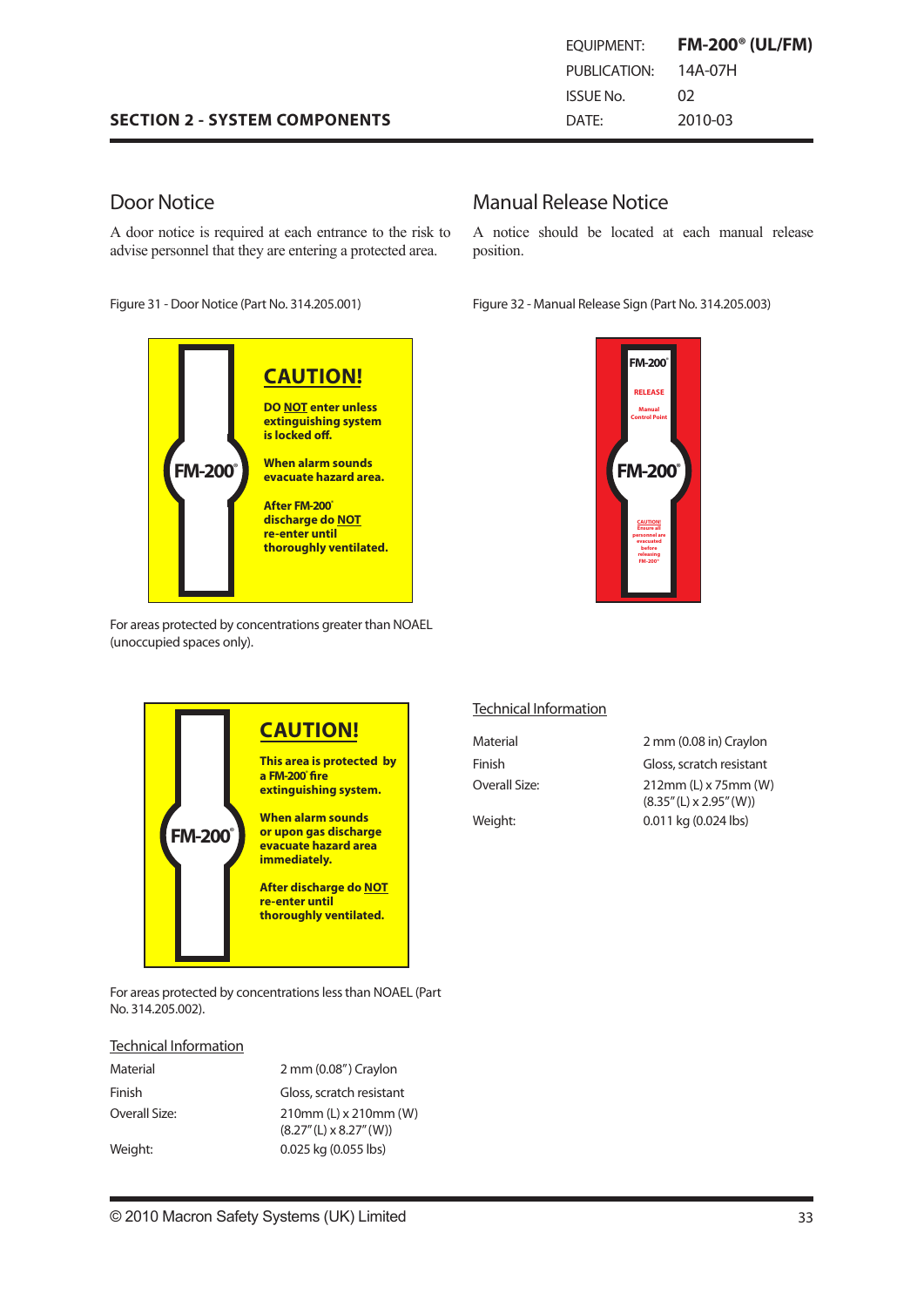## SECTION 2 - SYSTEM COMPONENTS

| | |
|---|---|
| EQUIPMENT: | **FM-200® (UL/FM)** |
| PUBLICATION: | 14A-07H |
| ISSUE No. | 02 |
| DATE: | 2010-03 |

## Door Notice

A door notice is required at each entrance to the risk to advise personnel that they are entering a protected area.

Figure 31 - Door Notice (Part No. 314.205.001)

**CAUTION!**

**DO NOT enter unless extinguishing system is locked off.**

**When alarm sounds evacuate hazard area.**

**After FM-200® discharge do NOT re-enter until thoroughly ventilated.**

FM-200®

For areas protected by concentrations greater than NOAEL (unoccupied spaces only).

**CAUTION!**

**This area is protected by a FM-200® fire extinguishing system.**

**When alarm sounds or upon gas discharge evacuate hazard area immediately.**

**After discharge do NOT re-enter until thoroughly ventilated.**

FM-200®

For areas protected by concentrations less than NOAEL (Part No. 314.205.002).

### Technical Information

| | |
|---|---|
| Material | 2 mm (0.08") Craylon |
| Finish | Gloss, scratch resistant |
| Overall Size: | 210mm (L) x 210mm (W) (8.27" (L) x 8.27" (W)) |
| Weight: | 0.025 kg (0.055 lbs) |

## Manual Release Notice

A notice should be located at each manual release position.

Figure 32 - Manual Release Sign (Part No. 314.205.003)

FM-200®

RELEASE

Manual Control Point

FM-200®

CAUTION! Ensure all personnel are evacuated before releasing FM-200®

### Technical Information

| | |
|---|---|
| Material | 2 mm (0.08 in) Craylon |
| Finish | Gloss, scratch resistant |
| Overall Size: | 212mm (L) x 75mm (W) (8.35" (L) x 2.95" (W)) |
| Weight: | 0.011 kg (0.024 lbs) |

© 2010 Macron Safety Systems (UK) Limited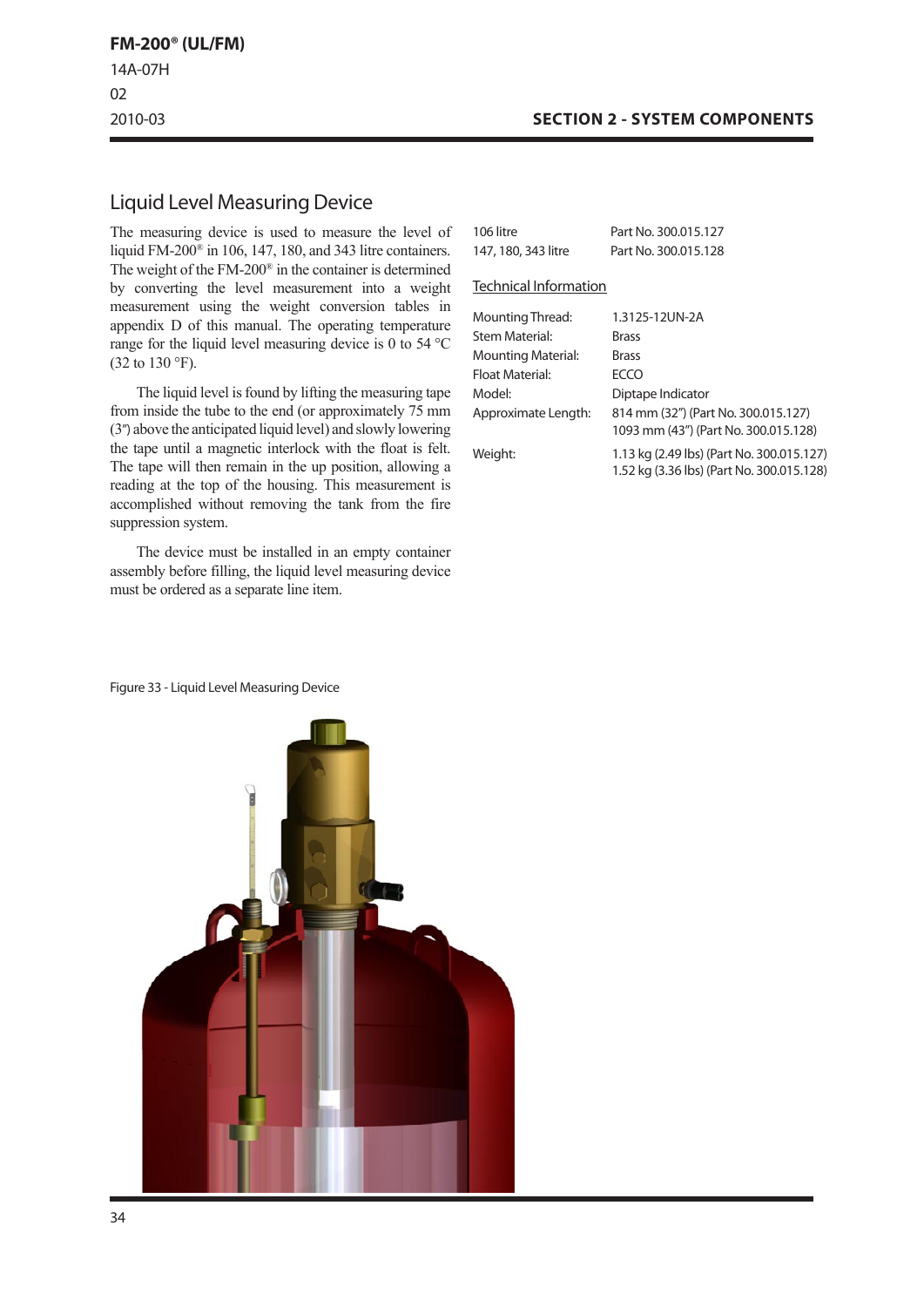## Liquid Level Measuring Device

The measuring device is used to measure the level of liquid FM-200® in 106, 147, 180, and 343 litre containers. The weight of the FM-200® in the container is determined by converting the level measurement into a weight measurement using the weight conversion tables in appendix D of this manual. The operating temperature range for the liquid level measuring device is 0 to 54 °C (32 to 130 °F).

The liquid level is found by lifting the measuring tape from inside the tube to the end (or approximately 75 mm (3") above the anticipated liquid level) and slowly lowering the tape until a magnetic interlock with the float is felt. The tape will then remain in the up position, allowing a reading at the top of the housing. This measurement is accomplished without removing the tank from the fire suppression system.

The device must be installed in an empty container assembly before filling, the liquid level measuring device must be ordered as a separate line item.

| | |
|---|---|
| 106 litre | Part No. 300.015.127 |
| 147, 180, 343 litre | Part No. 300.015.128 |

### Technical Information

| | |
|---|---|
| Mounting Thread: | 1.3125-12UN-2A |
| Stem Material: | Brass |
| Mounting Material: | Brass |
| Float Material: | ECCO |
| Model: | Diptape Indicator |
| Approximate Length: | 814 mm (32") (Part No. 300.015.127)<br>1093 mm (43") (Part No. 300.015.128) |
| Weight: | 1.13 kg (2.49 lbs) (Part No. 300.015.127)<br>1.52 kg (3.36 lbs) (Part No. 300.015.128) |

Figure 33 - Liquid Level Measuring Device